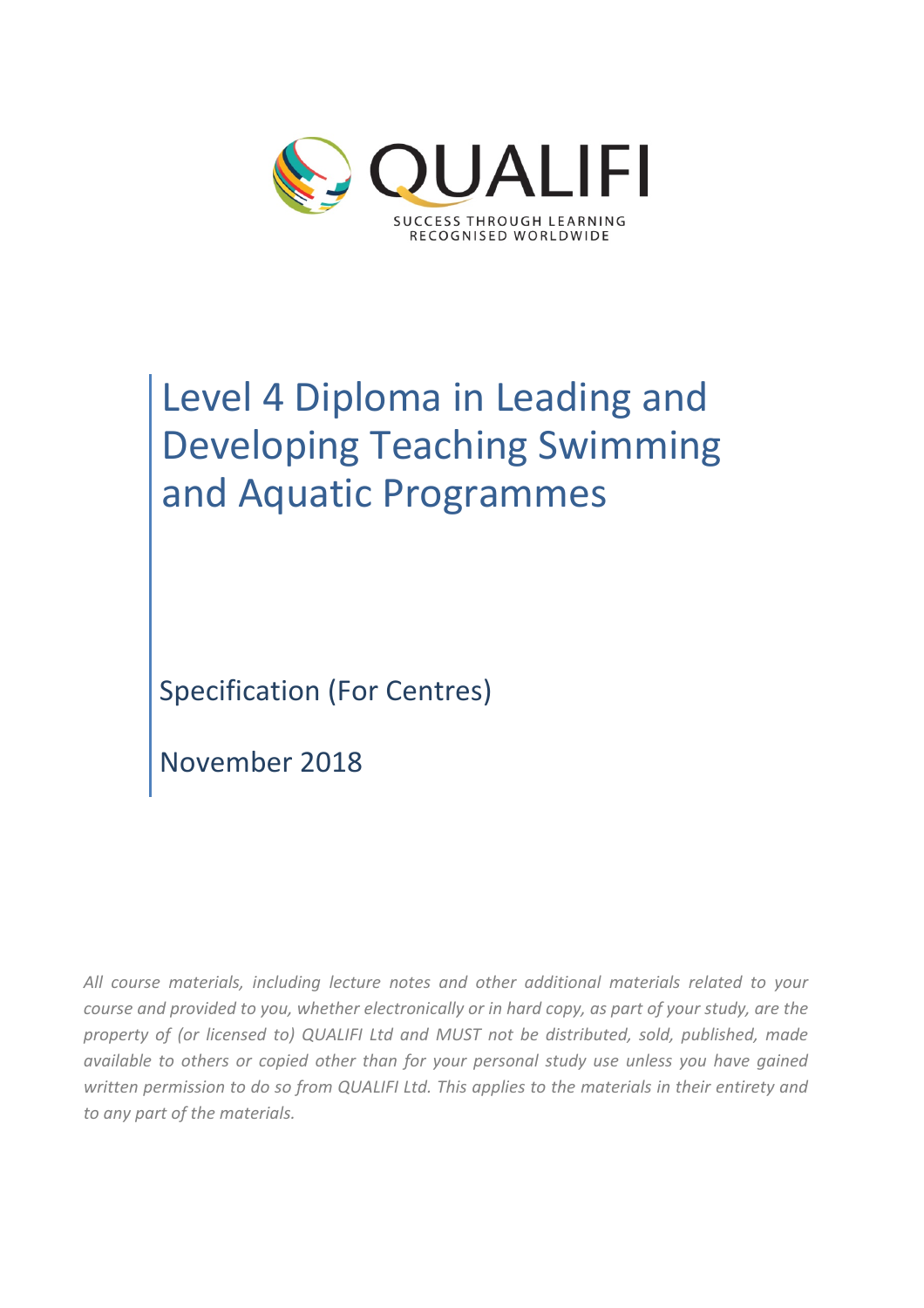QUALIFI

SUCCESS THROUGH LEARNING
RECOGNISED WORLDWIDE

# Level 4 Diploma in Leading and Developing Teaching Swimming and Aquatic Programmes

Specification (For Centres)

November 2018

*All course materials, including lecture notes and other additional materials related to your course and provided to you, whether electronically or in hard copy, as part of your study, are the property of (or licensed to) QUALIFI Ltd and MUST not be distributed, sold, published, made available to others or copied other than for your personal study use unless you have gained written permission to do so from QUALIFI Ltd. This applies to the materials in their entirety and to any part of the materials.*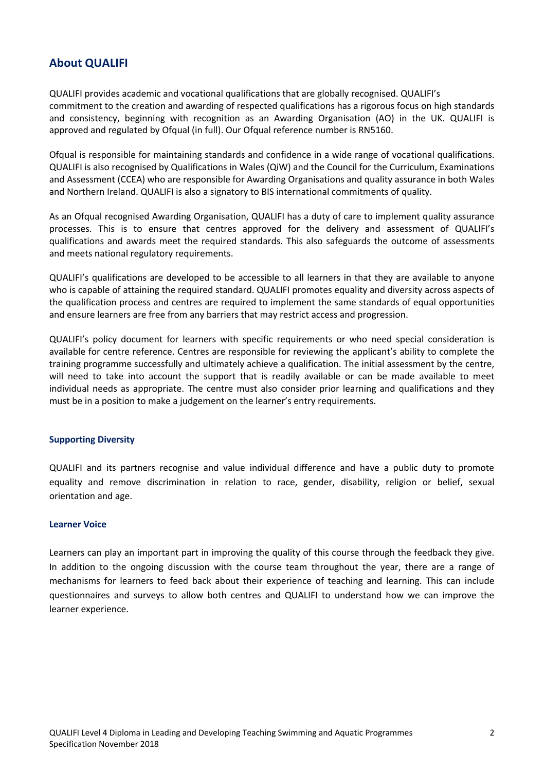## About QUALIFI

QUALIFI provides academic and vocational qualifications that are globally recognised. QUALIFI's commitment to the creation and awarding of respected qualifications has a rigorous focus on high standards and consistency, beginning with recognition as an Awarding Organisation (AO) in the UK. QUALIFI is approved and regulated by Ofqual (in full). Our Ofqual reference number is RN5160.

Ofqual is responsible for maintaining standards and confidence in a wide range of vocational qualifications. QUALIFI is also recognised by Qualifications in Wales (QiW) and the Council for the Curriculum, Examinations and Assessment (CCEA) who are responsible for Awarding Organisations and quality assurance in both Wales and Northern Ireland. QUALIFI is also a signatory to BIS international commitments of quality.

As an Ofqual recognised Awarding Organisation, QUALIFI has a duty of care to implement quality assurance processes. This is to ensure that centres approved for the delivery and assessment of QUALIFI's qualifications and awards meet the required standards. This also safeguards the outcome of assessments and meets national regulatory requirements.

QUALIFI's qualifications are developed to be accessible to all learners in that they are available to anyone who is capable of attaining the required standard. QUALIFI promotes equality and diversity across aspects of the qualification process and centres are required to implement the same standards of equal opportunities and ensure learners are free from any barriers that may restrict access and progression.

QUALIFI's policy document for learners with specific requirements or who need special consideration is available for centre reference. Centres are responsible for reviewing the applicant's ability to complete the training programme successfully and ultimately achieve a qualification. The initial assessment by the centre, will need to take into account the support that is readily available or can be made available to meet individual needs as appropriate. The centre must also consider prior learning and qualifications and they must be in a position to make a judgement on the learner's entry requirements.

### Supporting Diversity

QUALIFI and its partners recognise and value individual difference and have a public duty to promote equality and remove discrimination in relation to race, gender, disability, religion or belief, sexual orientation and age.

### Learner Voice

Learners can play an important part in improving the quality of this course through the feedback they give. In addition to the ongoing discussion with the course team throughout the year, there are a range of mechanisms for learners to feed back about their experience of teaching and learning. This can include questionnaires and surveys to allow both centres and QUALIFI to understand how we can improve the learner experience.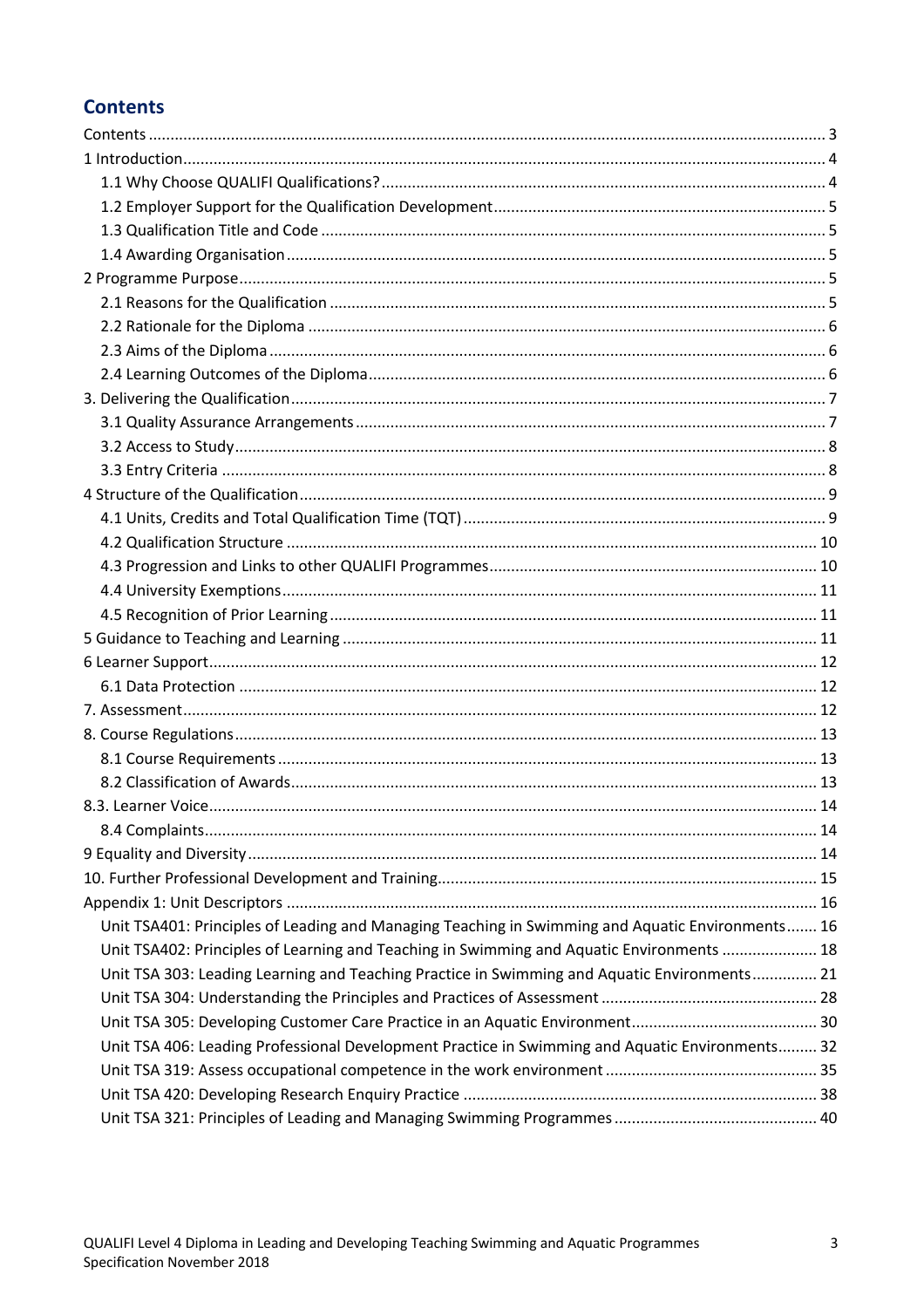# Contents

- Contents ........ 3
- 1 Introduction ........ 4
  - 1.1 Why Choose QUALIFI Qualifications? ........ 4
  - 1.2 Employer Support for the Qualification Development ........ 5
  - 1.3 Qualification Title and Code ........ 5
  - 1.4 Awarding Organisation ........ 5
- 2 Programme Purpose ........ 5
  - 2.1 Reasons for the Qualification ........ 5
  - 2.2 Rationale for the Diploma ........ 6
  - 2.3 Aims of the Diploma ........ 6
  - 2.4 Learning Outcomes of the Diploma ........ 6
- 3. Delivering the Qualification ........ 7
  - 3.1 Quality Assurance Arrangements ........ 7
  - 3.2 Access to Study ........ 8
  - 3.3 Entry Criteria ........ 8
- 4 Structure of the Qualification ........ 9
  - 4.1 Units, Credits and Total Qualification Time (TQT) ........ 9
  - 4.2 Qualification Structure ........ 10
  - 4.3 Progression and Links to other QUALIFI Programmes ........ 10
  - 4.4 University Exemptions ........ 11
  - 4.5 Recognition of Prior Learning ........ 11
- 5 Guidance to Teaching and Learning ........ 11
- 6 Learner Support ........ 12
  - 6.1 Data Protection ........ 12
- 7. Assessment ........ 12
- 8. Course Regulations ........ 13
  - 8.1 Course Requirements ........ 13
  - 8.2 Classification of Awards ........ 13
- 8.3. Learner Voice ........ 14
  - 8.4 Complaints ........ 14
- 9 Equality and Diversity ........ 14
- 10. Further Professional Development and Training ........ 15
- Appendix 1: Unit Descriptors ........ 16
  - Unit TSA401: Principles of Leading and Managing Teaching in Swimming and Aquatic Environments ........ 16
  - Unit TSA402: Principles of Learning and Teaching in Swimming and Aquatic Environments ........ 18
  - Unit TSA 303: Leading Learning and Teaching Practice in Swimming and Aquatic Environments ........ 21
  - Unit TSA 304: Understanding the Principles and Practices of Assessment ........ 28
  - Unit TSA 305: Developing Customer Care Practice in an Aquatic Environment ........ 30
  - Unit TSA 406: Leading Professional Development Practice in Swimming and Aquatic Environments ........ 32
  - Unit TSA 319: Assess occupational competence in the work environment ........ 35
  - Unit TSA 420: Developing Research Enquiry Practice ........ 38
  - Unit TSA 321: Principles of Leading and Managing Swimming Programmes ........ 40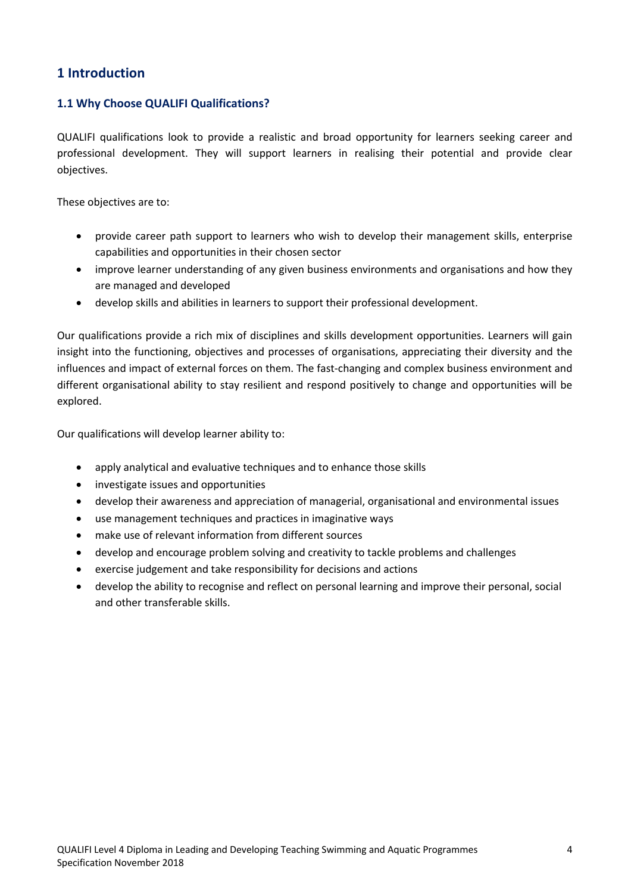# 1 Introduction

## 1.1 Why Choose QUALIFI Qualifications?

QUALIFI qualifications look to provide a realistic and broad opportunity for learners seeking career and professional development. They will support learners in realising their potential and provide clear objectives.

These objectives are to:

- provide career path support to learners who wish to develop their management skills, enterprise capabilities and opportunities in their chosen sector
- improve learner understanding of any given business environments and organisations and how they are managed and developed
- develop skills and abilities in learners to support their professional development.

Our qualifications provide a rich mix of disciplines and skills development opportunities. Learners will gain insight into the functioning, objectives and processes of organisations, appreciating their diversity and the influences and impact of external forces on them. The fast-changing and complex business environment and different organisational ability to stay resilient and respond positively to change and opportunities will be explored.

Our qualifications will develop learner ability to:

- apply analytical and evaluative techniques and to enhance those skills
- investigate issues and opportunities
- develop their awareness and appreciation of managerial, organisational and environmental issues
- use management techniques and practices in imaginative ways
- make use of relevant information from different sources
- develop and encourage problem solving and creativity to tackle problems and challenges
- exercise judgement and take responsibility for decisions and actions
- develop the ability to recognise and reflect on personal learning and improve their personal, social and other transferable skills.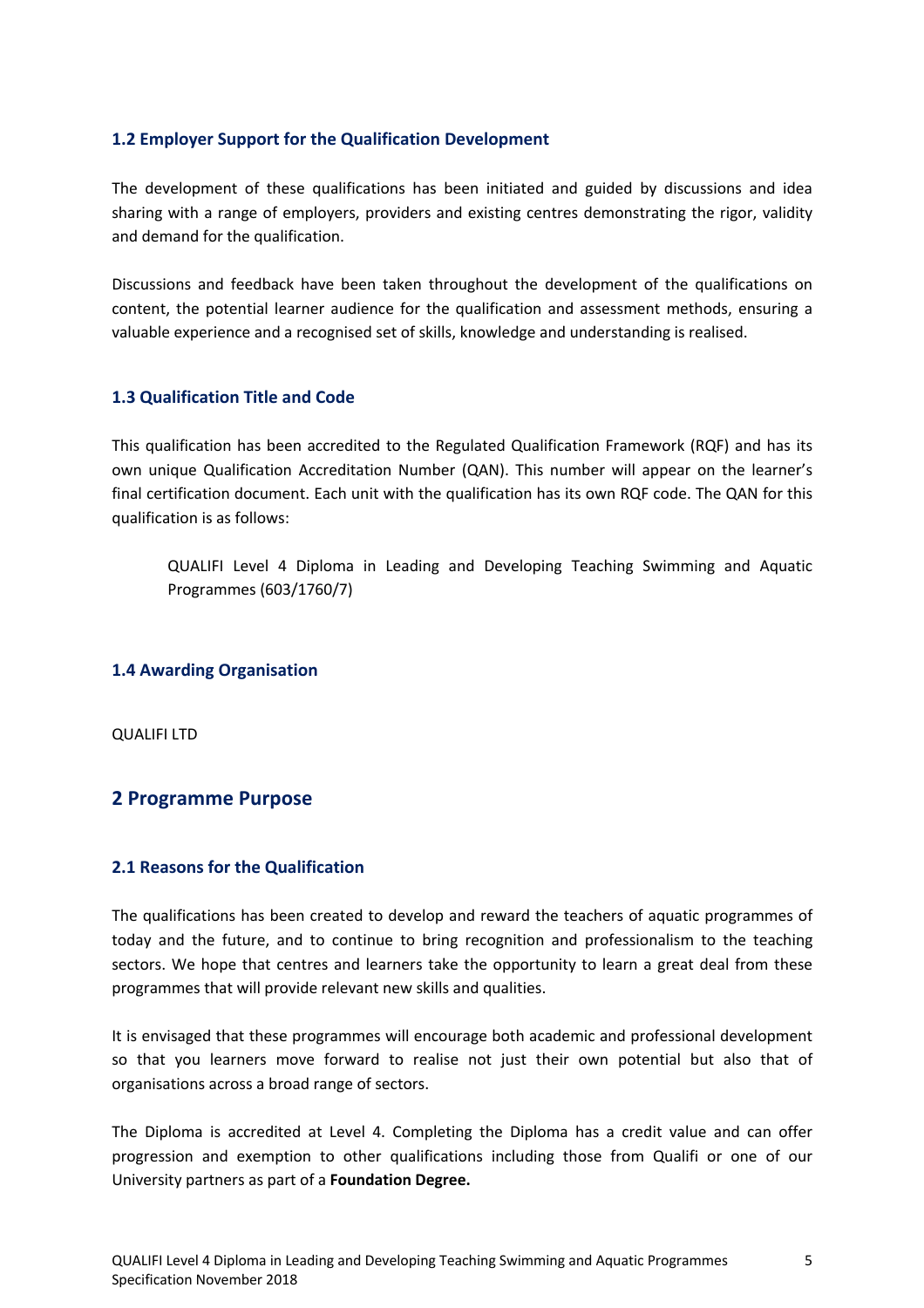### 1.2 Employer Support for the Qualification Development

The development of these qualifications has been initiated and guided by discussions and idea sharing with a range of employers, providers and existing centres demonstrating the rigor, validity and demand for the qualification.

Discussions and feedback have been taken throughout the development of the qualifications on content, the potential learner audience for the qualification and assessment methods, ensuring a valuable experience and a recognised set of skills, knowledge and understanding is realised.

### 1.3 Qualification Title and Code

This qualification has been accredited to the Regulated Qualification Framework (RQF) and has its own unique Qualification Accreditation Number (QAN). This number will appear on the learner's final certification document. Each unit with the qualification has its own RQF code. The QAN for this qualification is as follows:

> QUALIFI Level 4 Diploma in Leading and Developing Teaching Swimming and Aquatic Programmes (603/1760/7)

### 1.4 Awarding Organisation

QUALIFI LTD

## 2 Programme Purpose

### 2.1 Reasons for the Qualification

The qualifications has been created to develop and reward the teachers of aquatic programmes of today and the future, and to continue to bring recognition and professionalism to the teaching sectors. We hope that centres and learners take the opportunity to learn a great deal from these programmes that will provide relevant new skills and qualities.

It is envisaged that these programmes will encourage both academic and professional development so that you learners move forward to realise not just their own potential but also that of organisations across a broad range of sectors.

The Diploma is accredited at Level 4. Completing the Diploma has a credit value and can offer progression and exemption to other qualifications including those from Qualifi or one of our University partners as part of a **Foundation Degree.**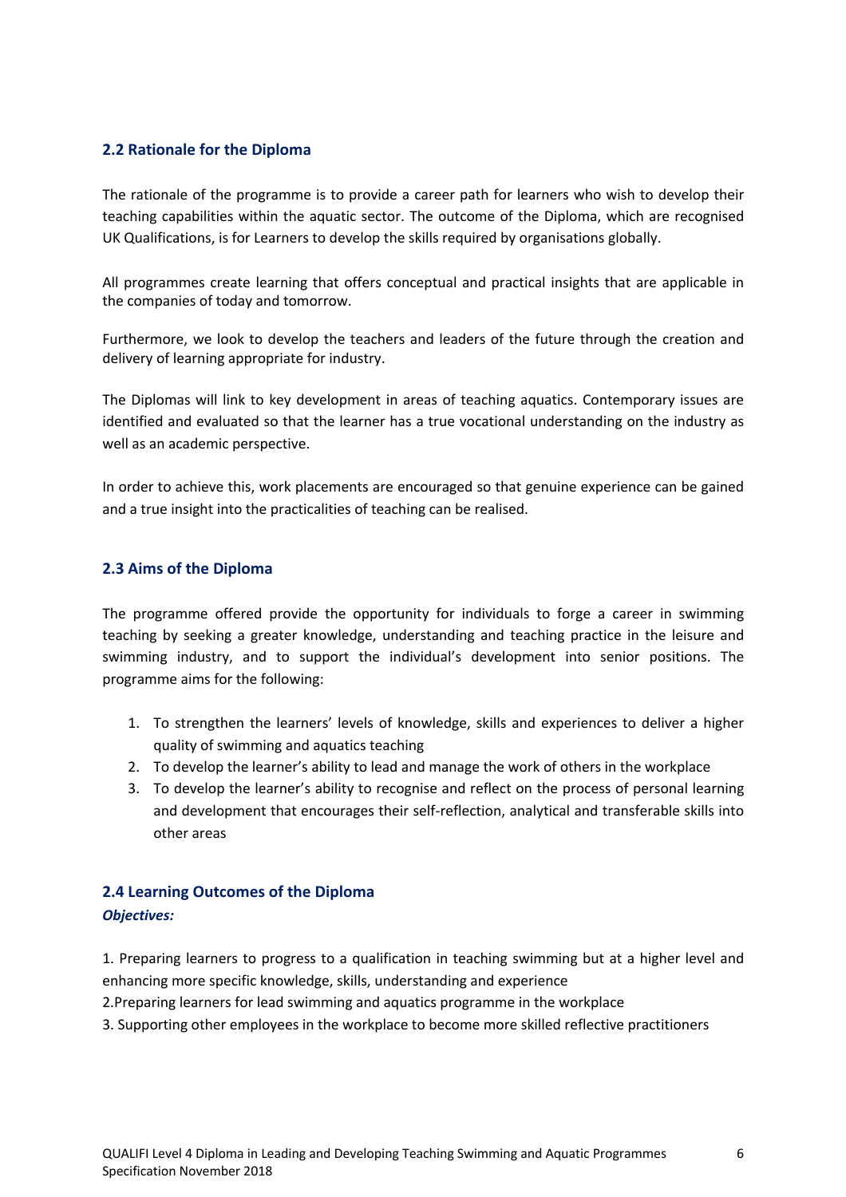## 2.2 Rationale for the Diploma

The rationale of the programme is to provide a career path for learners who wish to develop their teaching capabilities within the aquatic sector. The outcome of the Diploma, which are recognised UK Qualifications, is for Learners to develop the skills required by organisations globally.

All programmes create learning that offers conceptual and practical insights that are applicable in the companies of today and tomorrow.

Furthermore, we look to develop the teachers and leaders of the future through the creation and delivery of learning appropriate for industry.

The Diplomas will link to key development in areas of teaching aquatics. Contemporary issues are identified and evaluated so that the learner has a true vocational understanding on the industry as well as an academic perspective.

In order to achieve this, work placements are encouraged so that genuine experience can be gained and a true insight into the practicalities of teaching can be realised.

## 2.3 Aims of the Diploma

The programme offered provide the opportunity for individuals to forge a career in swimming teaching by seeking a greater knowledge, understanding and teaching practice in the leisure and swimming industry, and to support the individual's development into senior positions. The programme aims for the following:

1. To strengthen the learners' levels of knowledge, skills and experiences to deliver a higher quality of swimming and aquatics teaching
2. To develop the learner's ability to lead and manage the work of others in the workplace
3. To develop the learner's ability to recognise and reflect on the process of personal learning and development that encourages their self-reflection, analytical and transferable skills into other areas

## 2.4 Learning Outcomes of the Diploma

***Objectives:***

1. Preparing learners to progress to a qualification in teaching swimming but at a higher level and enhancing more specific knowledge, skills, understanding and experience
2. Preparing learners for lead swimming and aquatics programme in the workplace
3. Supporting other employees in the workplace to become more skilled reflective practitioners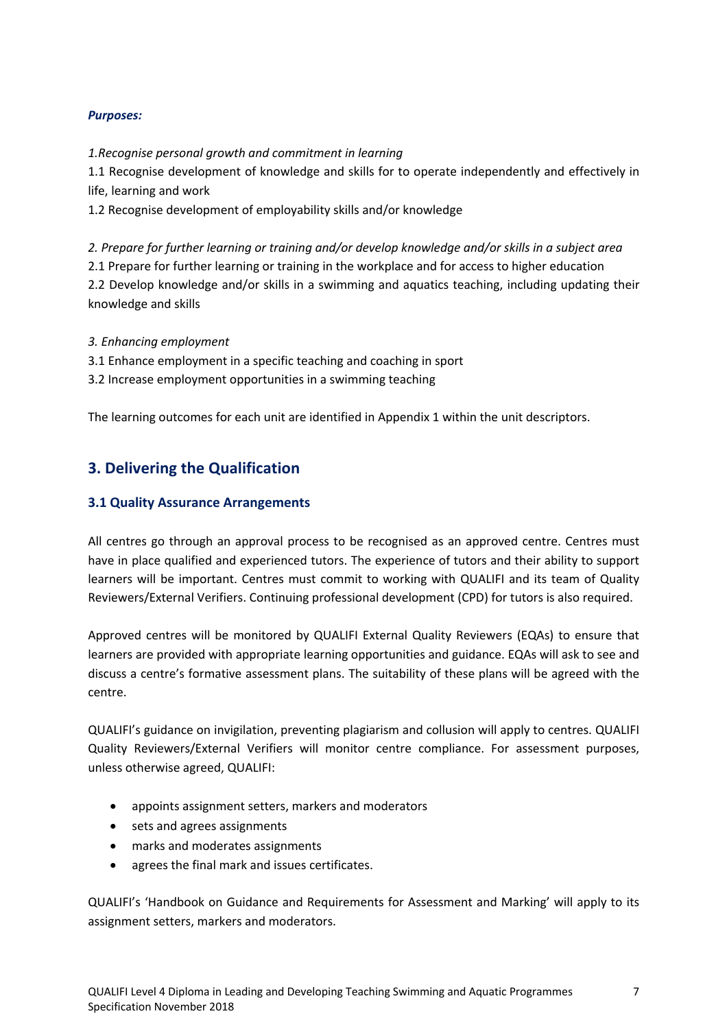***Purposes:***

*1.Recognise personal growth and commitment in learning*

1.1 Recognise development of knowledge and skills for to operate independently and effectively in life, learning and work

1.2 Recognise development of employability skills and/or knowledge

*2. Prepare for further learning or training and/or develop knowledge and/or skills in a subject area*

2.1 Prepare for further learning or training in the workplace and for access to higher education

2.2 Develop knowledge and/or skills in a swimming and aquatics teaching, including updating their knowledge and skills

*3. Enhancing employment*

3.1 Enhance employment in a specific teaching and coaching in sport

3.2 Increase employment opportunities in a swimming teaching

The learning outcomes for each unit are identified in Appendix 1 within the unit descriptors.

## 3. Delivering the Qualification

### 3.1 Quality Assurance Arrangements

All centres go through an approval process to be recognised as an approved centre. Centres must have in place qualified and experienced tutors. The experience of tutors and their ability to support learners will be important. Centres must commit to working with QUALIFI and its team of Quality Reviewers/External Verifiers. Continuing professional development (CPD) for tutors is also required.

Approved centres will be monitored by QUALIFI External Quality Reviewers (EQAs) to ensure that learners are provided with appropriate learning opportunities and guidance. EQAs will ask to see and discuss a centre's formative assessment plans. The suitability of these plans will be agreed with the centre.

QUALIFI's guidance on invigilation, preventing plagiarism and collusion will apply to centres. QUALIFI Quality Reviewers/External Verifiers will monitor centre compliance. For assessment purposes, unless otherwise agreed, QUALIFI:

- appoints assignment setters, markers and moderators
- sets and agrees assignments
- marks and moderates assignments
- agrees the final mark and issues certificates.

QUALIFI's 'Handbook on Guidance and Requirements for Assessment and Marking' will apply to its assignment setters, markers and moderators.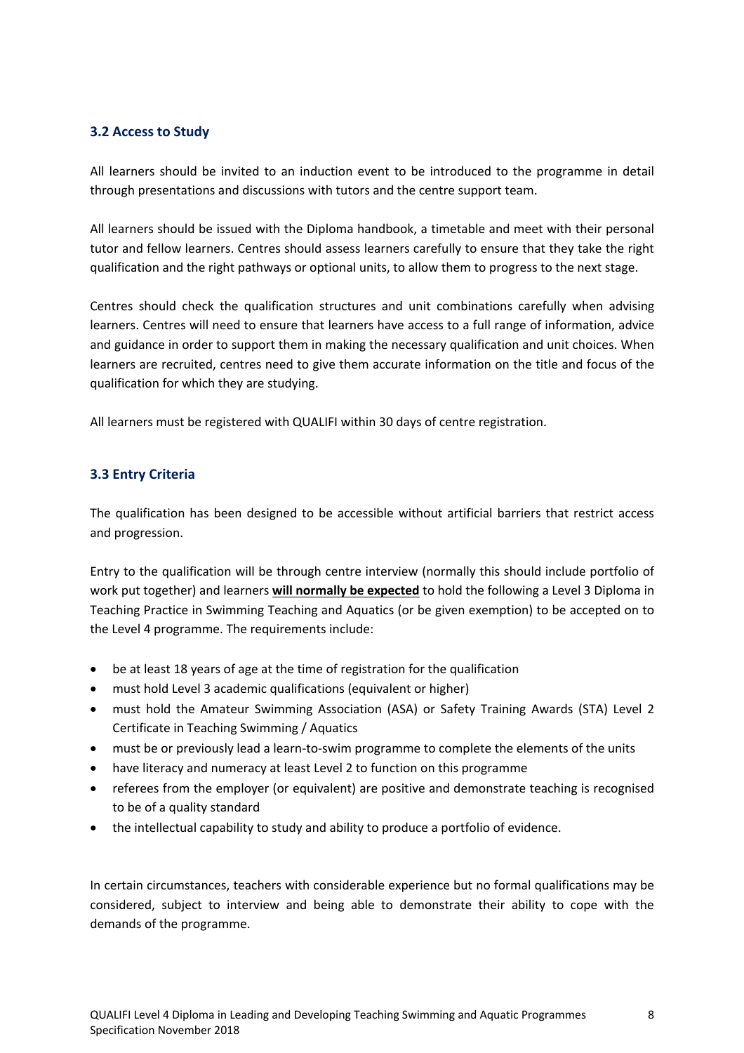### 3.2 Access to Study

All learners should be invited to an induction event to be introduced to the programme in detail through presentations and discussions with tutors and the centre support team.

All learners should be issued with the Diploma handbook, a timetable and meet with their personal tutor and fellow learners. Centres should assess learners carefully to ensure that they take the right qualification and the right pathways or optional units, to allow them to progress to the next stage.

Centres should check the qualification structures and unit combinations carefully when advising learners. Centres will need to ensure that learners have access to a full range of information, advice and guidance in order to support them in making the necessary qualification and unit choices. When learners are recruited, centres need to give them accurate information on the title and focus of the qualification for which they are studying.

All learners must be registered with QUALIFI within 30 days of centre registration.

### 3.3 Entry Criteria

The qualification has been designed to be accessible without artificial barriers that restrict access and progression.

Entry to the qualification will be through centre interview (normally this should include portfolio of work put together) and learners **will normally be expected** to hold the following a Level 3 Diploma in Teaching Practice in Swimming Teaching and Aquatics (or be given exemption) to be accepted on to the Level 4 programme. The requirements include:

- be at least 18 years of age at the time of registration for the qualification
- must hold Level 3 academic qualifications (equivalent or higher)
- must hold the Amateur Swimming Association (ASA) or Safety Training Awards (STA) Level 2 Certificate in Teaching Swimming / Aquatics
- must be or previously lead a learn-to-swim programme to complete the elements of the units
- have literacy and numeracy at least Level 2 to function on this programme
- referees from the employer (or equivalent) are positive and demonstrate teaching is recognised to be of a quality standard
- the intellectual capability to study and ability to produce a portfolio of evidence.

In certain circumstances, teachers with considerable experience but no formal qualifications may be considered, subject to interview and being able to demonstrate their ability to cope with the demands of the programme.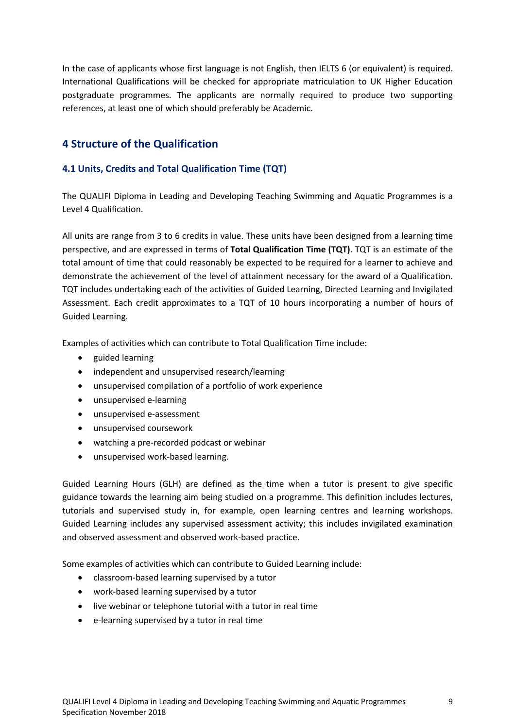In the case of applicants whose first language is not English, then IELTS 6 (or equivalent) is required. International Qualifications will be checked for appropriate matriculation to UK Higher Education postgraduate programmes. The applicants are normally required to produce two supporting references, at least one of which should preferably be Academic.

## 4 Structure of the Qualification

### 4.1 Units, Credits and Total Qualification Time (TQT)

The QUALIFI Diploma in Leading and Developing Teaching Swimming and Aquatic Programmes is a Level 4 Qualification.

All units are range from 3 to 6 credits in value. These units have been designed from a learning time perspective, and are expressed in terms of **Total Qualification Time (TQT)**. TQT is an estimate of the total amount of time that could reasonably be expected to be required for a learner to achieve and demonstrate the achievement of the level of attainment necessary for the award of a Qualification. TQT includes undertaking each of the activities of Guided Learning, Directed Learning and Invigilated Assessment. Each credit approximates to a TQT of 10 hours incorporating a number of hours of Guided Learning.

Examples of activities which can contribute to Total Qualification Time include:

- guided learning
- independent and unsupervised research/learning
- unsupervised compilation of a portfolio of work experience
- unsupervised e-learning
- unsupervised e-assessment
- unsupervised coursework
- watching a pre-recorded podcast or webinar
- unsupervised work-based learning.

Guided Learning Hours (GLH) are defined as the time when a tutor is present to give specific guidance towards the learning aim being studied on a programme. This definition includes lectures, tutorials and supervised study in, for example, open learning centres and learning workshops. Guided Learning includes any supervised assessment activity; this includes invigilated examination and observed assessment and observed work-based practice.

Some examples of activities which can contribute to Guided Learning include:

- classroom-based learning supervised by a tutor
- work-based learning supervised by a tutor
- live webinar or telephone tutorial with a tutor in real time
- e-learning supervised by a tutor in real time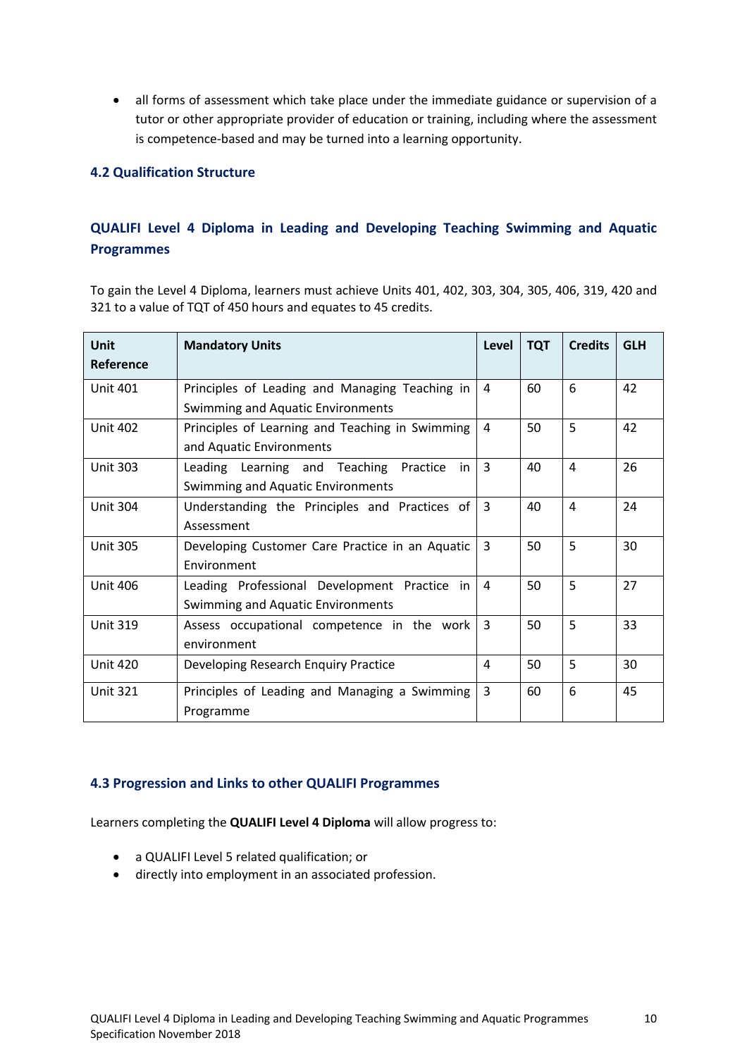- all forms of assessment which take place under the immediate guidance or supervision of a tutor or other appropriate provider of education or training, including where the assessment is competence-based and may be turned into a learning opportunity.

### 4.2 Qualification Structure

#### QUALIFI Level 4 Diploma in Leading and Developing Teaching Swimming and Aquatic Programmes

To gain the Level 4 Diploma, learners must achieve Units 401, 402, 303, 304, 305, 406, 319, 420 and 321 to a value of TQT of 450 hours and equates to 45 credits.

| Unit Reference | Mandatory Units | Level | TQT | Credits | GLH |
|---|---|---|---|---|---|
| Unit 401 | Principles of Leading and Managing Teaching in Swimming and Aquatic Environments | 4 | 60 | 6 | 42 |
| Unit 402 | Principles of Learning and Teaching in Swimming and Aquatic Environments | 4 | 50 | 5 | 42 |
| Unit 303 | Leading Learning and Teaching Practice in Swimming and Aquatic Environments | 3 | 40 | 4 | 26 |
| Unit 304 | Understanding the Principles and Practices of Assessment | 3 | 40 | 4 | 24 |
| Unit 305 | Developing Customer Care Practice in an Aquatic Environment | 3 | 50 | 5 | 30 |
| Unit 406 | Leading Professional Development Practice in Swimming and Aquatic Environments | 4 | 50 | 5 | 27 |
| Unit 319 | Assess occupational competence in the work environment | 3 | 50 | 5 | 33 |
| Unit 420 | Developing Research Enquiry Practice | 4 | 50 | 5 | 30 |
| Unit 321 | Principles of Leading and Managing a Swimming Programme | 3 | 60 | 6 | 45 |

### 4.3 Progression and Links to other QUALIFI Programmes

Learners completing the **QUALIFI Level 4 Diploma** will allow progress to:

- a QUALIFI Level 5 related qualification; or
- directly into employment in an associated profession.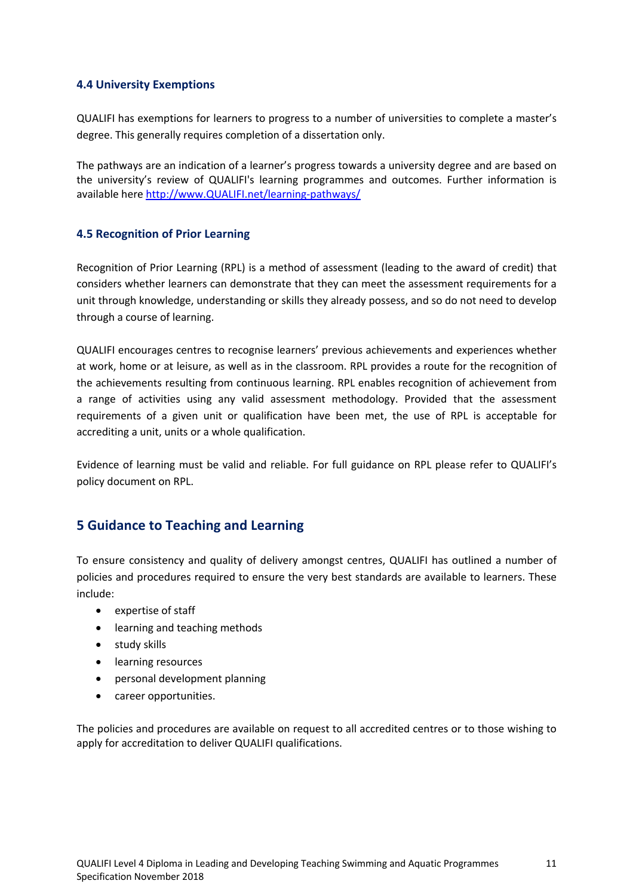### 4.4 University Exemptions

QUALIFI has exemptions for learners to progress to a number of universities to complete a master's degree. This generally requires completion of a dissertation only.

The pathways are an indication of a learner's progress towards a university degree and are based on the university's review of QUALIFI's learning programmes and outcomes. Further information is available here http://www.QUALIFI.net/learning-pathways/

### 4.5 Recognition of Prior Learning

Recognition of Prior Learning (RPL) is a method of assessment (leading to the award of credit) that considers whether learners can demonstrate that they can meet the assessment requirements for a unit through knowledge, understanding or skills they already possess, and so do not need to develop through a course of learning.

QUALIFI encourages centres to recognise learners' previous achievements and experiences whether at work, home or at leisure, as well as in the classroom. RPL provides a route for the recognition of the achievements resulting from continuous learning. RPL enables recognition of achievement from a range of activities using any valid assessment methodology. Provided that the assessment requirements of a given unit or qualification have been met, the use of RPL is acceptable for accrediting a unit, units or a whole qualification.

Evidence of learning must be valid and reliable. For full guidance on RPL please refer to QUALIFI's policy document on RPL.

## 5 Guidance to Teaching and Learning

To ensure consistency and quality of delivery amongst centres, QUALIFI has outlined a number of policies and procedures required to ensure the very best standards are available to learners. These include:

- expertise of staff
- learning and teaching methods
- study skills
- learning resources
- personal development planning
- career opportunities.

The policies and procedures are available on request to all accredited centres or to those wishing to apply for accreditation to deliver QUALIFI qualifications.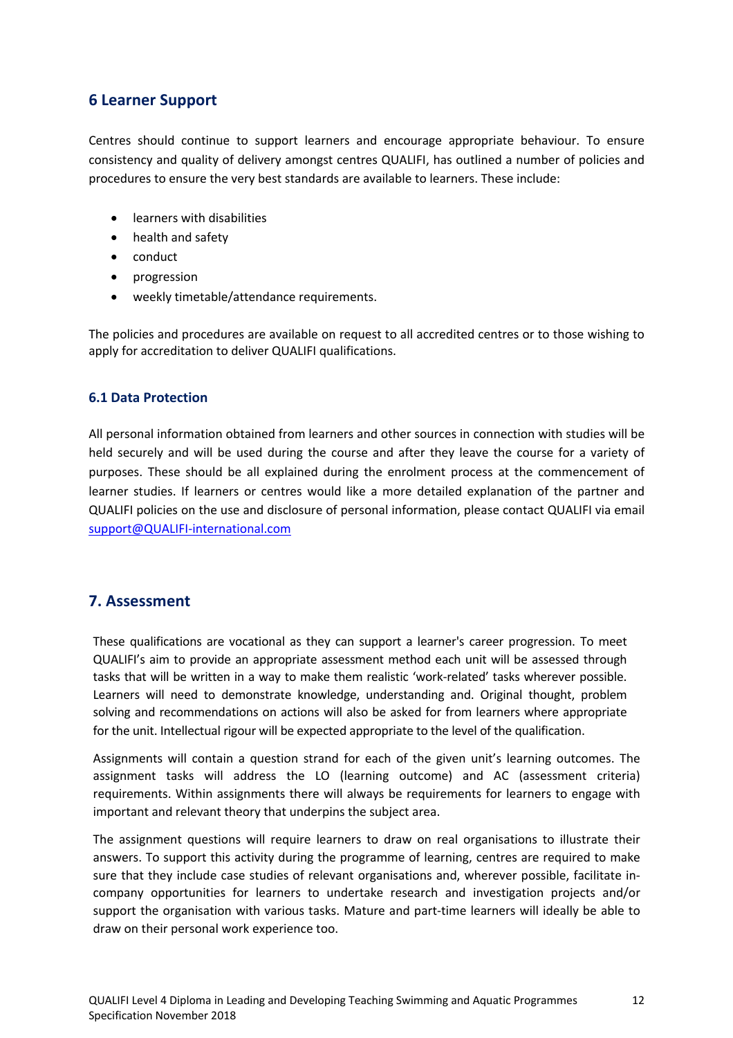## 6 Learner Support

Centres should continue to support learners and encourage appropriate behaviour. To ensure consistency and quality of delivery amongst centres QUALIFI, has outlined a number of policies and procedures to ensure the very best standards are available to learners. These include:

- learners with disabilities
- health and safety
- conduct
- progression
- weekly timetable/attendance requirements.

The policies and procedures are available on request to all accredited centres or to those wishing to apply for accreditation to deliver QUALIFI qualifications.

### 6.1 Data Protection

All personal information obtained from learners and other sources in connection with studies will be held securely and will be used during the course and after they leave the course for a variety of purposes. These should be all explained during the enrolment process at the commencement of learner studies. If learners or centres would like a more detailed explanation of the partner and QUALIFI policies on the use and disclosure of personal information, please contact QUALIFI via email support@QUALIFI-international.com

## 7. Assessment

These qualifications are vocational as they can support a learner's career progression. To meet QUALIFI's aim to provide an appropriate assessment method each unit will be assessed through tasks that will be written in a way to make them realistic 'work-related' tasks wherever possible. Learners will need to demonstrate knowledge, understanding and. Original thought, problem solving and recommendations on actions will also be asked for from learners where appropriate for the unit. Intellectual rigour will be expected appropriate to the level of the qualification.

Assignments will contain a question strand for each of the given unit's learning outcomes. The assignment tasks will address the LO (learning outcome) and AC (assessment criteria) requirements. Within assignments there will always be requirements for learners to engage with important and relevant theory that underpins the subject area.

The assignment questions will require learners to draw on real organisations to illustrate their answers. To support this activity during the programme of learning, centres are required to make sure that they include case studies of relevant organisations and, wherever possible, facilitate in-company opportunities for learners to undertake research and investigation projects and/or support the organisation with various tasks. Mature and part-time learners will ideally be able to draw on their personal work experience too.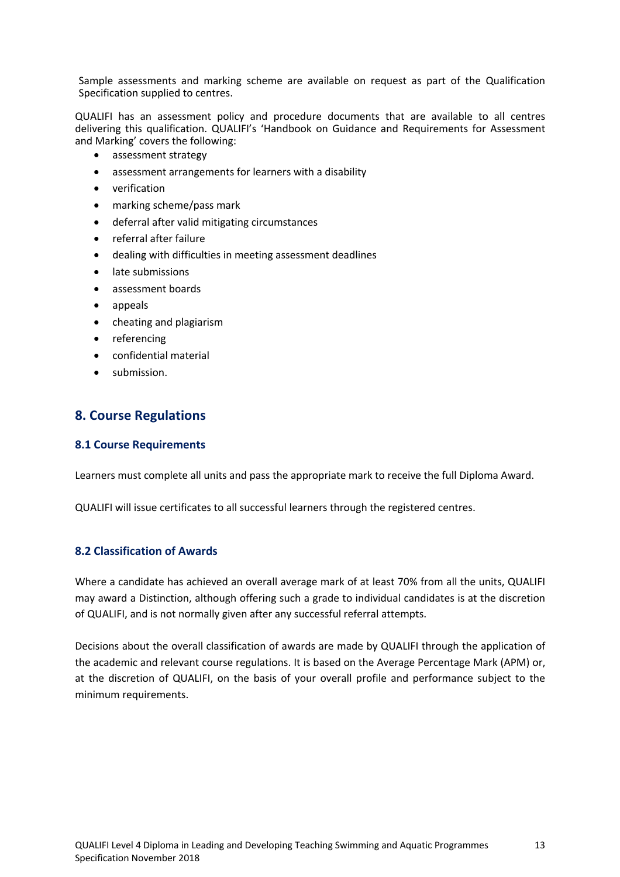Sample assessments and marking scheme are available on request as part of the Qualification Specification supplied to centres.

QUALIFI has an assessment policy and procedure documents that are available to all centres delivering this qualification. QUALIFI's 'Handbook on Guidance and Requirements for Assessment and Marking' covers the following:

- assessment strategy
- assessment arrangements for learners with a disability
- verification
- marking scheme/pass mark
- deferral after valid mitigating circumstances
- referral after failure
- dealing with difficulties in meeting assessment deadlines
- late submissions
- assessment boards
- appeals
- cheating and plagiarism
- referencing
- confidential material
- submission.

## 8. Course Regulations

### 8.1 Course Requirements

Learners must complete all units and pass the appropriate mark to receive the full Diploma Award.

QUALIFI will issue certificates to all successful learners through the registered centres.

### 8.2 Classification of Awards

Where a candidate has achieved an overall average mark of at least 70% from all the units, QUALIFI may award a Distinction, although offering such a grade to individual candidates is at the discretion of QUALIFI, and is not normally given after any successful referral attempts.

Decisions about the overall classification of awards are made by QUALIFI through the application of the academic and relevant course regulations. It is based on the Average Percentage Mark (APM) or, at the discretion of QUALIFI, on the basis of your overall profile and performance subject to the minimum requirements.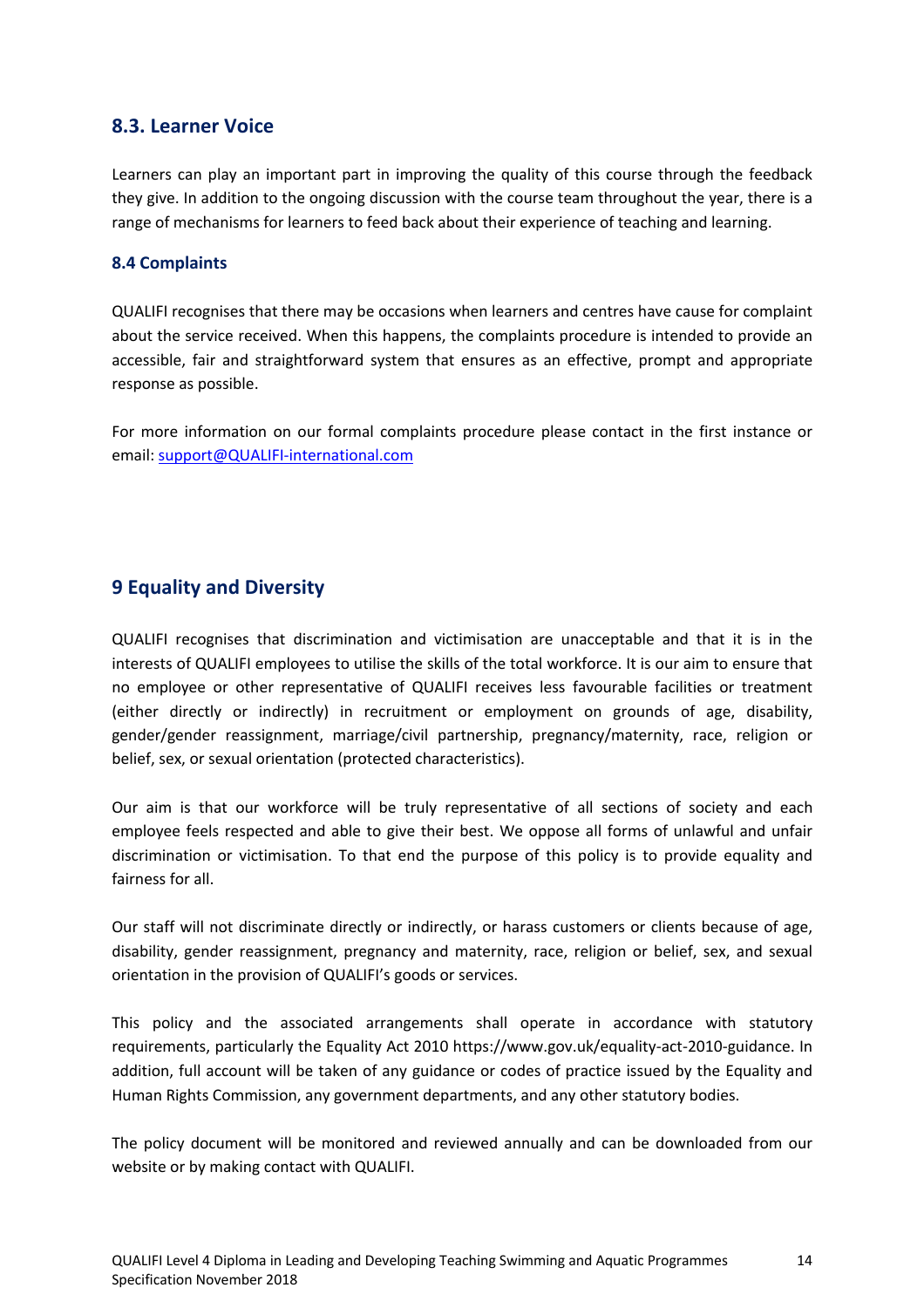## 8.3. Learner Voice

Learners can play an important part in improving the quality of this course through the feedback they give. In addition to the ongoing discussion with the course team throughout the year, there is a range of mechanisms for learners to feed back about their experience of teaching and learning.

### 8.4 Complaints

QUALIFI recognises that there may be occasions when learners and centres have cause for complaint about the service received. When this happens, the complaints procedure is intended to provide an accessible, fair and straightforward system that ensures as an effective, prompt and appropriate response as possible.

For more information on our formal complaints procedure please contact in the first instance or email: support@QUALIFI-international.com

## 9 Equality and Diversity

QUALIFI recognises that discrimination and victimisation are unacceptable and that it is in the interests of QUALIFI employees to utilise the skills of the total workforce. It is our aim to ensure that no employee or other representative of QUALIFI receives less favourable facilities or treatment (either directly or indirectly) in recruitment or employment on grounds of age, disability, gender/gender reassignment, marriage/civil partnership, pregnancy/maternity, race, religion or belief, sex, or sexual orientation (protected characteristics).

Our aim is that our workforce will be truly representative of all sections of society and each employee feels respected and able to give their best. We oppose all forms of unlawful and unfair discrimination or victimisation. To that end the purpose of this policy is to provide equality and fairness for all.

Our staff will not discriminate directly or indirectly, or harass customers or clients because of age, disability, gender reassignment, pregnancy and maternity, race, religion or belief, sex, and sexual orientation in the provision of QUALIFI's goods or services.

This policy and the associated arrangements shall operate in accordance with statutory requirements, particularly the Equality Act 2010 https://www.gov.uk/equality-act-2010-guidance. In addition, full account will be taken of any guidance or codes of practice issued by the Equality and Human Rights Commission, any government departments, and any other statutory bodies.

The policy document will be monitored and reviewed annually and can be downloaded from our website or by making contact with QUALIFI.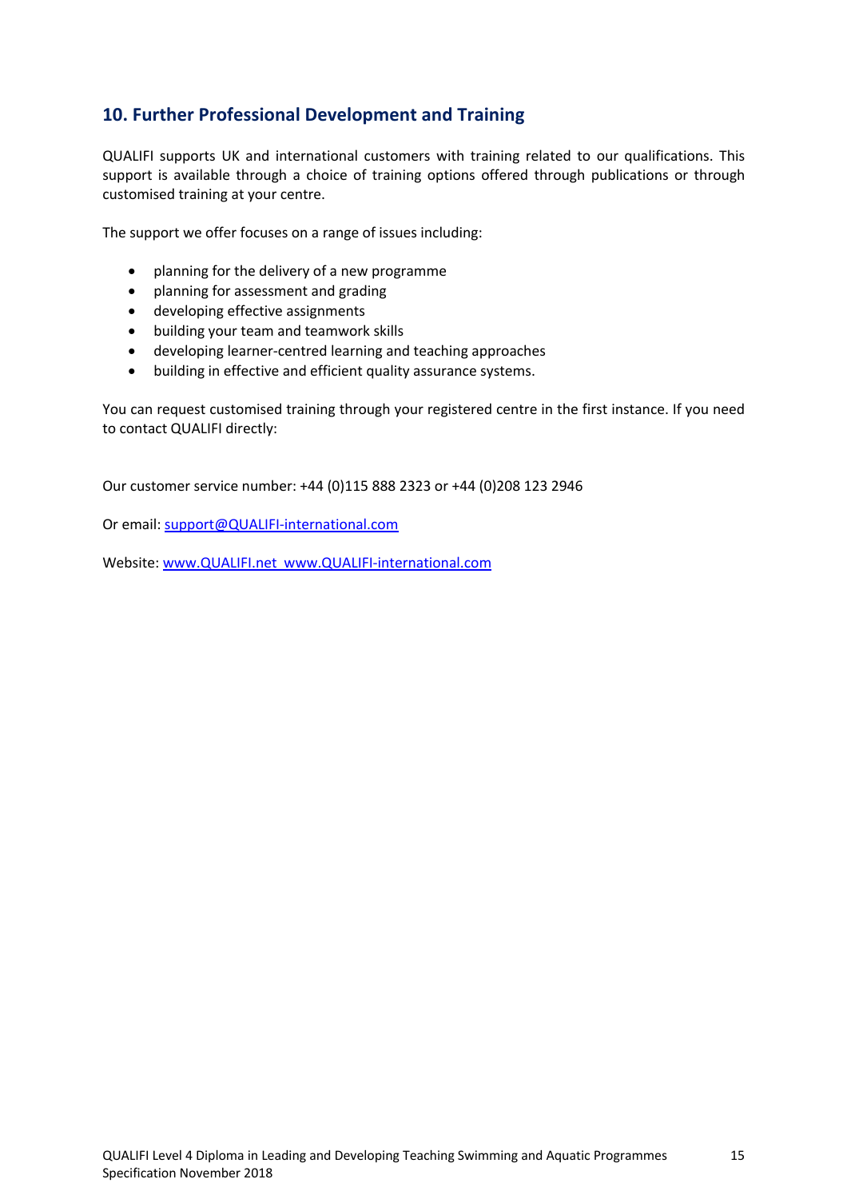## 10. Further Professional Development and Training

QUALIFI supports UK and international customers with training related to our qualifications. This support is available through a choice of training options offered through publications or through customised training at your centre.

The support we offer focuses on a range of issues including:

- planning for the delivery of a new programme
- planning for assessment and grading
- developing effective assignments
- building your team and teamwork skills
- developing learner-centred learning and teaching approaches
- building in effective and efficient quality assurance systems.

You can request customised training through your registered centre in the first instance. If you need to contact QUALIFI directly:

Our customer service number: +44 (0)115 888 2323 or +44 (0)208 123 2946

Or email: support@QUALIFI-international.com

Website: www.QUALIFI.net www.QUALIFI-international.com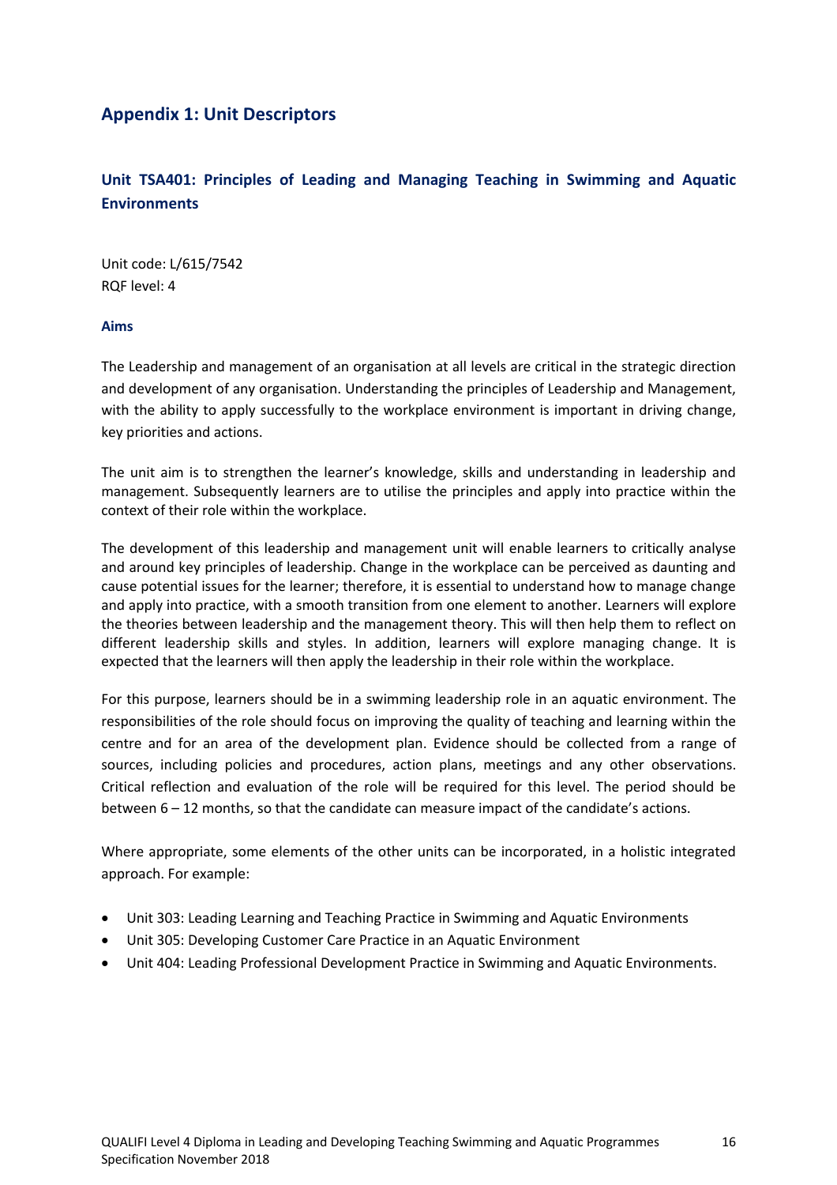## Appendix 1: Unit Descriptors

### Unit TSA401: Principles of Leading and Managing Teaching in Swimming and Aquatic Environments

Unit code: L/615/7542
RQF level: 4

#### Aims

The Leadership and management of an organisation at all levels are critical in the strategic direction and development of any organisation. Understanding the principles of Leadership and Management, with the ability to apply successfully to the workplace environment is important in driving change, key priorities and actions.

The unit aim is to strengthen the learner's knowledge, skills and understanding in leadership and management. Subsequently learners are to utilise the principles and apply into practice within the context of their role within the workplace.

The development of this leadership and management unit will enable learners to critically analyse and around key principles of leadership. Change in the workplace can be perceived as daunting and cause potential issues for the learner; therefore, it is essential to understand how to manage change and apply into practice, with a smooth transition from one element to another. Learners will explore the theories between leadership and the management theory. This will then help them to reflect on different leadership skills and styles. In addition, learners will explore managing change. It is expected that the learners will then apply the leadership in their role within the workplace.

For this purpose, learners should be in a swimming leadership role in an aquatic environment. The responsibilities of the role should focus on improving the quality of teaching and learning within the centre and for an area of the development plan. Evidence should be collected from a range of sources, including policies and procedures, action plans, meetings and any other observations. Critical reflection and evaluation of the role will be required for this level. The period should be between 6 – 12 months, so that the candidate can measure impact of the candidate's actions.

Where appropriate, some elements of the other units can be incorporated, in a holistic integrated approach. For example:

- Unit 303: Leading Learning and Teaching Practice in Swimming and Aquatic Environments
- Unit 305: Developing Customer Care Practice in an Aquatic Environment
- Unit 404: Leading Professional Development Practice in Swimming and Aquatic Environments.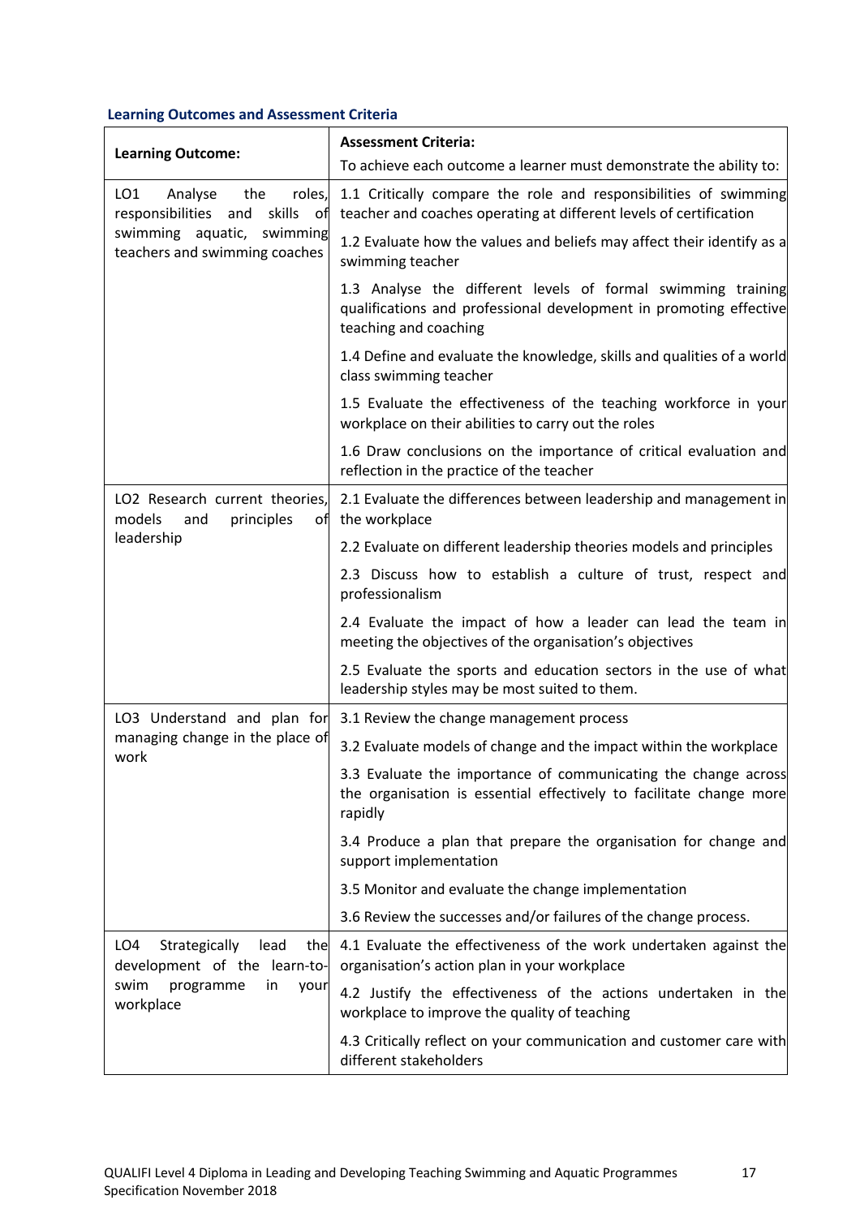### Learning Outcomes and Assessment Criteria

| Learning Outcome: | Assessment Criteria: To achieve each outcome a learner must demonstrate the ability to: |
|---|---|
| LO1 Analyse the roles, responsibilities and skills of swimming aquatic, swimming teachers and swimming coaches | 1.1 Critically compare the role and responsibilities of swimming teacher and coaches operating at different levels of certification |
| | 1.2 Evaluate how the values and beliefs may affect their identify as a swimming teacher |
| | 1.3 Analyse the different levels of formal swimming training qualifications and professional development in promoting effective teaching and coaching |
| | 1.4 Define and evaluate the knowledge, skills and qualities of a world class swimming teacher |
| | 1.5 Evaluate the effectiveness of the teaching workforce in your workplace on their abilities to carry out the roles |
| | 1.6 Draw conclusions on the importance of critical evaluation and reflection in the practice of the teacher |
| LO2 Research current theories, models and principles of leadership | 2.1 Evaluate the differences between leadership and management in the workplace |
| | 2.2 Evaluate on different leadership theories models and principles |
| | 2.3 Discuss how to establish a culture of trust, respect and professionalism |
| | 2.4 Evaluate the impact of how a leader can lead the team in meeting the objectives of the organisation's objectives |
| | 2.5 Evaluate the sports and education sectors in the use of what leadership styles may be most suited to them. |
| LO3 Understand and plan for managing change in the place of work | 3.1 Review the change management process |
| | 3.2 Evaluate models of change and the impact within the workplace |
| | 3.3 Evaluate the importance of communicating the change across the organisation is essential effectively to facilitate change more rapidly |
| | 3.4 Produce a plan that prepare the organisation for change and support implementation |
| | 3.5 Monitor and evaluate the change implementation |
| | 3.6 Review the successes and/or failures of the change process. |
| LO4 Strategically lead the development of the learn-to-swim programme in your workplace | 4.1 Evaluate the effectiveness of the work undertaken against the organisation's action plan in your workplace |
| | 4.2 Justify the effectiveness of the actions undertaken in the workplace to improve the quality of teaching |
| | 4.3 Critically reflect on your communication and customer care with different stakeholders |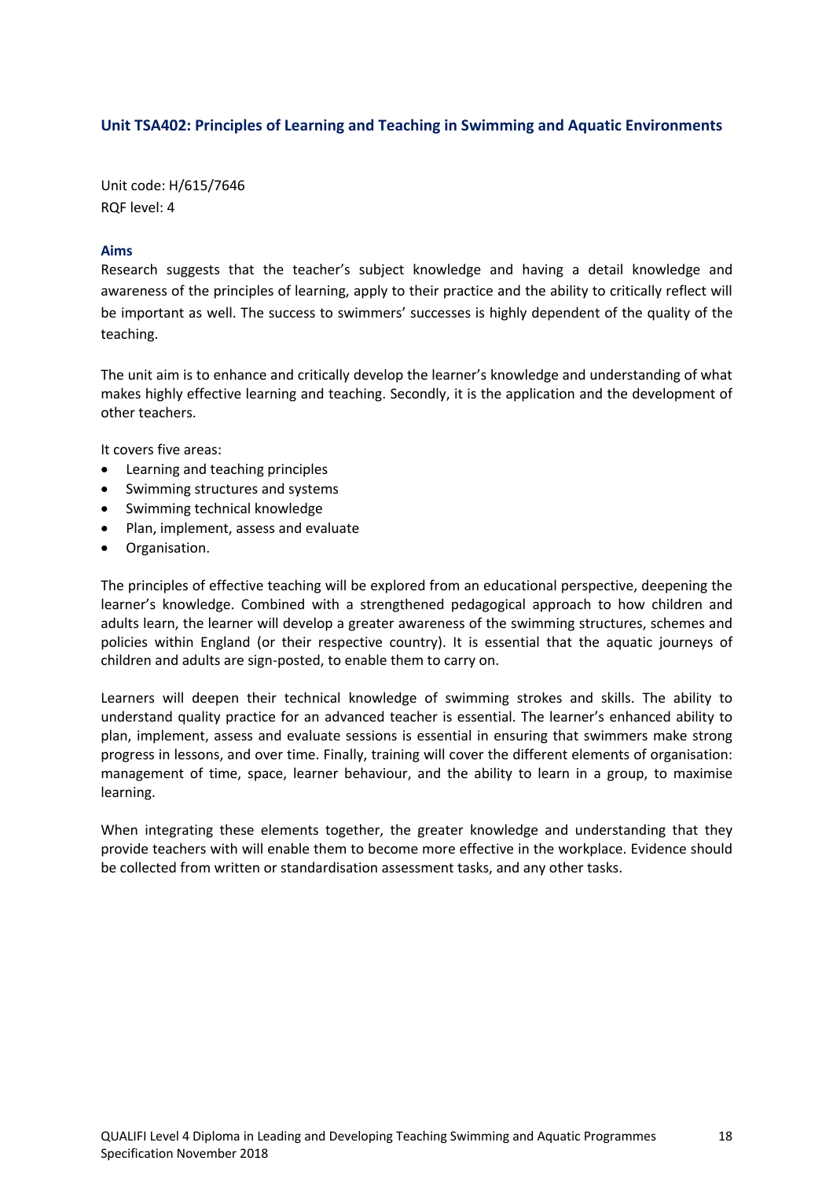## Unit TSA402: Principles of Learning and Teaching in Swimming and Aquatic Environments

Unit code: H/615/7646
RQF level: 4

### Aims

Research suggests that the teacher's subject knowledge and having a detail knowledge and awareness of the principles of learning, apply to their practice and the ability to critically reflect will be important as well. The success to swimmers' successes is highly dependent of the quality of the teaching.

The unit aim is to enhance and critically develop the learner's knowledge and understanding of what makes highly effective learning and teaching. Secondly, it is the application and the development of other teachers.

It covers five areas:

- Learning and teaching principles
- Swimming structures and systems
- Swimming technical knowledge
- Plan, implement, assess and evaluate
- Organisation.

The principles of effective teaching will be explored from an educational perspective, deepening the learner's knowledge. Combined with a strengthened pedagogical approach to how children and adults learn, the learner will develop a greater awareness of the swimming structures, schemes and policies within England (or their respective country). It is essential that the aquatic journeys of children and adults are sign-posted, to enable them to carry on.

Learners will deepen their technical knowledge of swimming strokes and skills. The ability to understand quality practice for an advanced teacher is essential. The learner's enhanced ability to plan, implement, assess and evaluate sessions is essential in ensuring that swimmers make strong progress in lessons, and over time. Finally, training will cover the different elements of organisation: management of time, space, learner behaviour, and the ability to learn in a group, to maximise learning.

When integrating these elements together, the greater knowledge and understanding that they provide teachers with will enable them to become more effective in the workplace. Evidence should be collected from written or standardisation assessment tasks, and any other tasks.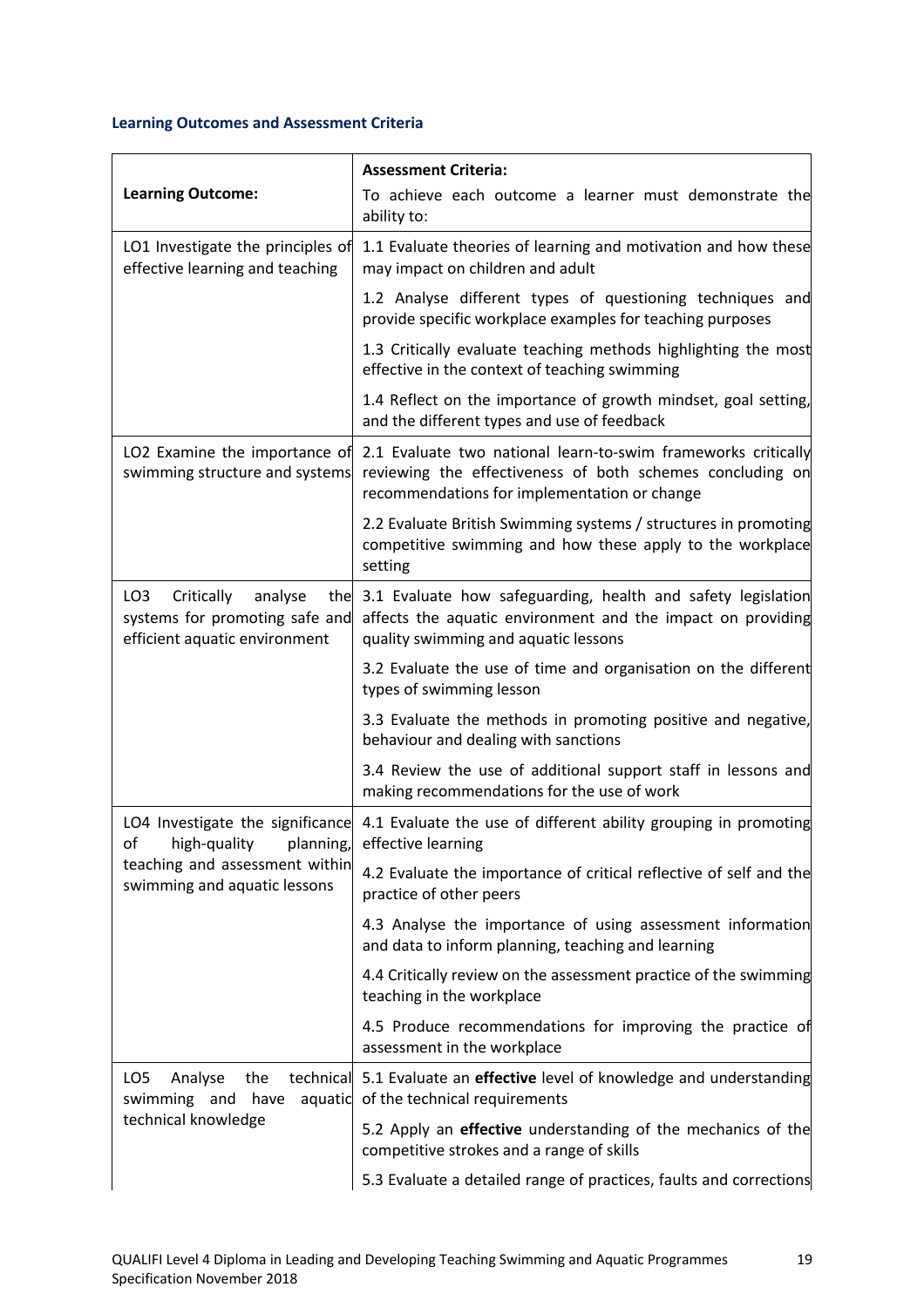### Learning Outcomes and Assessment Criteria

| Learning Outcome: | Assessment Criteria: To achieve each outcome a learner must demonstrate the ability to: |
|---|---|
| LO1 Investigate the principles of effective learning and teaching | 1.1 Evaluate theories of learning and motivation and how these may impact on children and adult |
| | 1.2 Analyse different types of questioning techniques and provide specific workplace examples for teaching purposes |
| | 1.3 Critically evaluate teaching methods highlighting the most effective in the context of teaching swimming |
| | 1.4 Reflect on the importance of growth mindset, goal setting, and the different types and use of feedback |
| LO2 Examine the importance of swimming structure and systems | 2.1 Evaluate two national learn-to-swim frameworks critically reviewing the effectiveness of both schemes concluding on recommendations for implementation or change |
| | 2.2 Evaluate British Swimming systems / structures in promoting competitive swimming and how these apply to the workplace setting |
| LO3 Critically analyse the systems for promoting safe and efficient aquatic environment | 3.1 Evaluate how safeguarding, health and safety legislation affects the aquatic environment and the impact on providing quality swimming and aquatic lessons |
| | 3.2 Evaluate the use of time and organisation on the different types of swimming lesson |
| | 3.3 Evaluate the methods in promoting positive and negative, behaviour and dealing with sanctions |
| | 3.4 Review the use of additional support staff in lessons and making recommendations for the use of work |
| LO4 Investigate the significance of high-quality planning, teaching and assessment within swimming and aquatic lessons | 4.1 Evaluate the use of different ability grouping in promoting effective learning |
| | 4.2 Evaluate the importance of critical reflective of self and the practice of other peers |
| | 4.3 Analyse the importance of using assessment information and data to inform planning, teaching and learning |
| | 4.4 Critically review on the assessment practice of the swimming teaching in the workplace |
| | 4.5 Produce recommendations for improving the practice of assessment in the workplace |
| LO5 Analyse the technical swimming and have aquatic technical knowledge | 5.1 Evaluate an **effective** level of knowledge and understanding of the technical requirements |
| | 5.2 Apply an **effective** understanding of the mechanics of the competitive strokes and a range of skills |
| | 5.3 Evaluate a detailed range of practices, faults and corrections |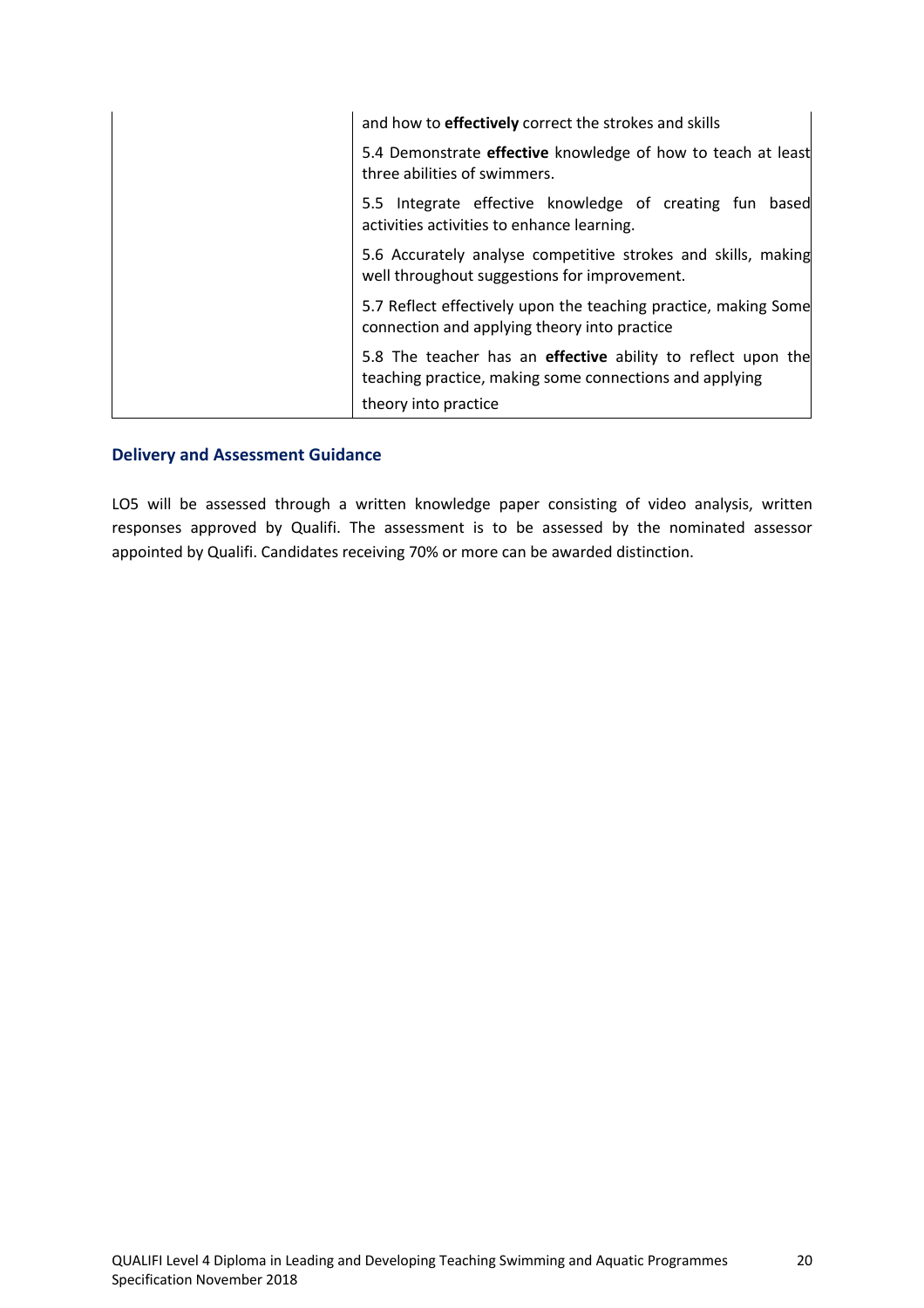| | |
|---|---|
| | and how to **effectively** correct the strokes and skills |
| | 5.4 Demonstrate **effective** knowledge of how to teach at least three abilities of swimmers. |
| | 5.5 Integrate effective knowledge of creating fun based activities activities to enhance learning. |
| | 5.6 Accurately analyse competitive strokes and skills, making well throughout suggestions for improvement. |
| | 5.7 Reflect effectively upon the teaching practice, making Some connection and applying theory into practice |
| | 5.8 The teacher has an **effective** ability to reflect upon the teaching practice, making some connections and applying theory into practice |

### Delivery and Assessment Guidance

LO5 will be assessed through a written knowledge paper consisting of video analysis, written responses approved by Qualifi. The assessment is to be assessed by the nominated assessor appointed by Qualifi. Candidates receiving 70% or more can be awarded distinction.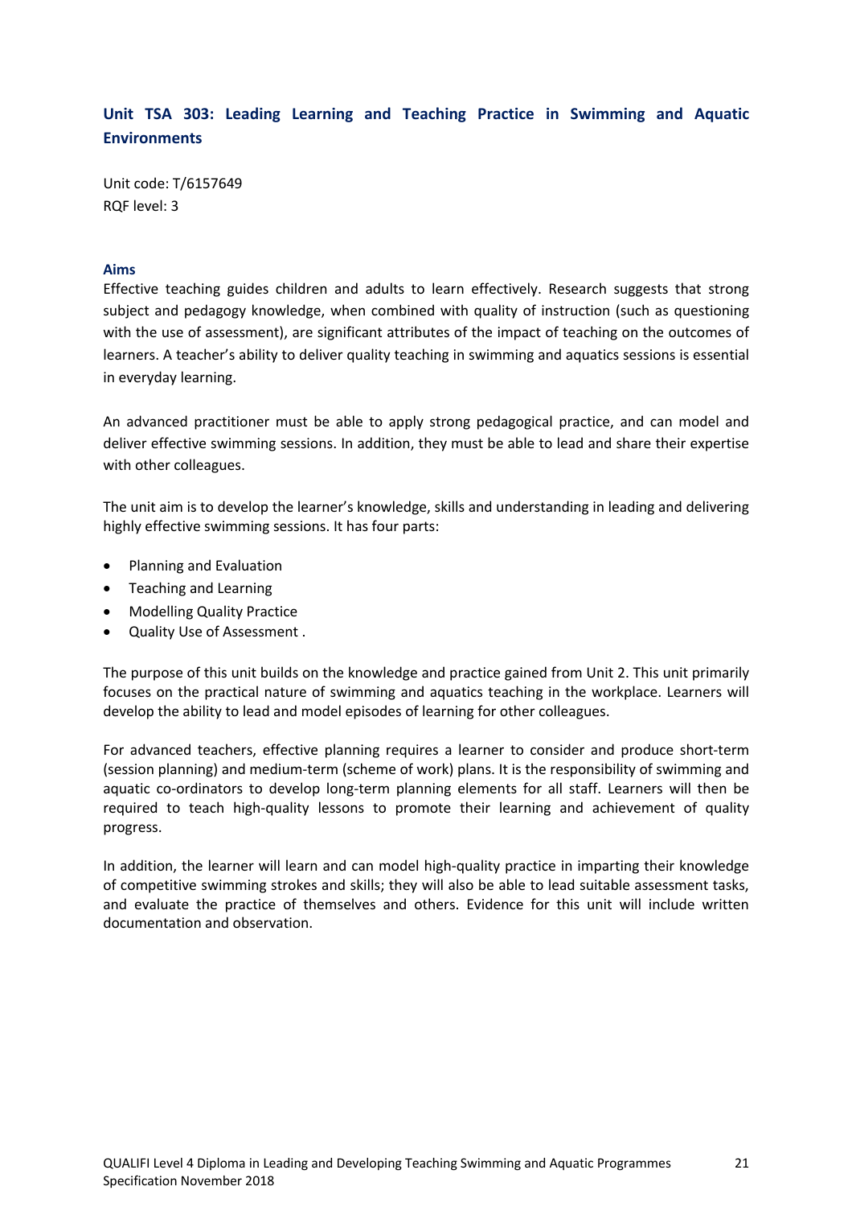## Unit TSA 303: Leading Learning and Teaching Practice in Swimming and Aquatic Environments

Unit code: T/6157649
RQF level: 3

### Aims

Effective teaching guides children and adults to learn effectively. Research suggests that strong subject and pedagogy knowledge, when combined with quality of instruction (such as questioning with the use of assessment), are significant attributes of the impact of teaching on the outcomes of learners. A teacher's ability to deliver quality teaching in swimming and aquatics sessions is essential in everyday learning.

An advanced practitioner must be able to apply strong pedagogical practice, and can model and deliver effective swimming sessions. In addition, they must be able to lead and share their expertise with other colleagues.

The unit aim is to develop the learner's knowledge, skills and understanding in leading and delivering highly effective swimming sessions. It has four parts:

- Planning and Evaluation
- Teaching and Learning
- Modelling Quality Practice
- Quality Use of Assessment .

The purpose of this unit builds on the knowledge and practice gained from Unit 2. This unit primarily focuses on the practical nature of swimming and aquatics teaching in the workplace. Learners will develop the ability to lead and model episodes of learning for other colleagues.

For advanced teachers, effective planning requires a learner to consider and produce short-term (session planning) and medium-term (scheme of work) plans. It is the responsibility of swimming and aquatic co-ordinators to develop long-term planning elements for all staff. Learners will then be required to teach high-quality lessons to promote their learning and achievement of quality progress.

In addition, the learner will learn and can model high-quality practice in imparting their knowledge of competitive swimming strokes and skills; they will also be able to lead suitable assessment tasks, and evaluate the practice of themselves and others. Evidence for this unit will include written documentation and observation.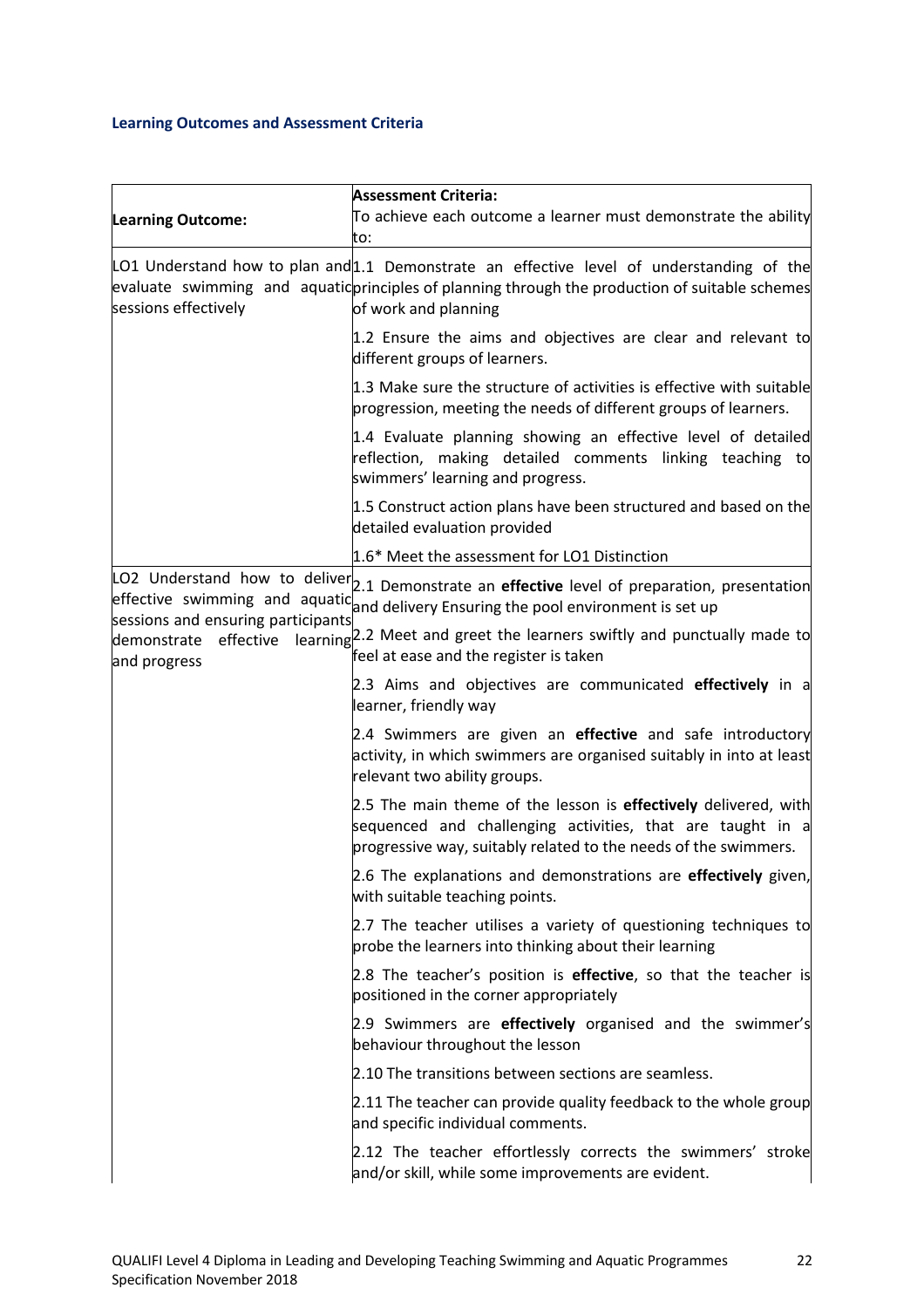### Learning Outcomes and Assessment Criteria

| Learning Outcome: | **Assessment Criteria:** To achieve each outcome a learner must demonstrate the ability to: |
|---|---|
| LO1 Understand how to plan and evaluate swimming and aquatic sessions effectively | 1.1 Demonstrate an effective level of understanding of the principles of planning through the production of suitable schemes of work and planning |
| | 1.2 Ensure the aims and objectives are clear and relevant to different groups of learners. |
| | 1.3 Make sure the structure of activities is effective with suitable progression, meeting the needs of different groups of learners. |
| | 1.4 Evaluate planning showing an effective level of detailed reflection, making detailed comments linking teaching to swimmers' learning and progress. |
| | 1.5 Construct action plans have been structured and based on the detailed evaluation provided |
| | 1.6* Meet the assessment for LO1 Distinction |
| LO2 Understand how to deliver effective swimming and aquatic sessions and ensuring participants demonstrate effective learning and progress | 2.1 Demonstrate an **effective** level of preparation, presentation and delivery Ensuring the pool environment is set up |
| | 2.2 Meet and greet the learners swiftly and punctually made to feel at ease and the register is taken |
| | 2.3 Aims and objectives are communicated **effectively** in a learner, friendly way |
| | 2.4 Swimmers are given an **effective** and safe introductory activity, in which swimmers are organised suitably in into at least relevant two ability groups. |
| | 2.5 The main theme of the lesson is **effectively** delivered, with sequenced and challenging activities, that are taught in a progressive way, suitably related to the needs of the swimmers. |
| | 2.6 The explanations and demonstrations are **effectively** given, with suitable teaching points. |
| | 2.7 The teacher utilises a variety of questioning techniques to probe the learners into thinking about their learning |
| | 2.8 The teacher's position is **effective**, so that the teacher is positioned in the corner appropriately |
| | 2.9 Swimmers are **effectively** organised and the swimmer's behaviour throughout the lesson |
| | 2.10 The transitions between sections are seamless. |
| | 2.11 The teacher can provide quality feedback to the whole group and specific individual comments. |
| | 2.12 The teacher effortlessly corrects the swimmers' stroke and/or skill, while some improvements are evident. |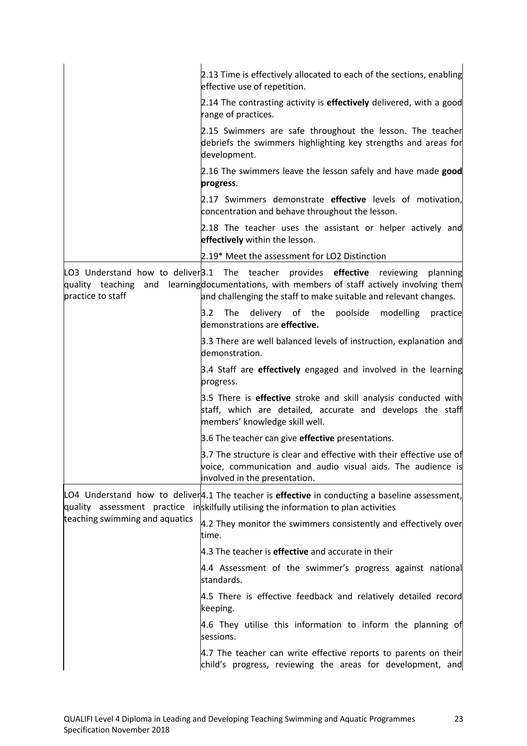| | |
|---|---|
| | 2.13 Time is effectively allocated to each of the sections, enabling effective use of repetition. |
| | 2.14 The contrasting activity is **effectively** delivered, with a good range of practices. |
| | 2.15 Swimmers are safe throughout the lesson. The teacher debriefs the swimmers highlighting key strengths and areas for development. |
| | 2.16 The swimmers leave the lesson safely and have made **good progress**. |
| | 2.17 Swimmers demonstrate **effective** levels of motivation, concentration and behave throughout the lesson. |
| | 2.18 The teacher uses the assistant or helper actively and **effectively** within the lesson. |
| | 2.19* Meet the assessment for LO2 Distinction |
| LO3 Understand how to deliver quality teaching and learning practice to staff | 3.1 The teacher provides **effective** reviewing planning documentations, with members of staff actively involving them and challenging the staff to make suitable and relevant changes. |
| | 3.2 The delivery of the poolside modelling practice demonstrations are **effective.** |
| | 3.3 There are well balanced levels of instruction, explanation and demonstration. |
| | 3.4 Staff are **effectively** engaged and involved in the learning progress. |
| | 3.5 There is **effective** stroke and skill analysis conducted with staff, which are detailed, accurate and develops the staff members' knowledge skill well. |
| | 3.6 The teacher can give **effective** presentations. |
| | 3.7 The structure is clear and effective with their effective use of voice, communication and audio visual aids. The audience is involved in the presentation. |
| LO4 Understand how to deliver quality assessment practice in teaching swimming and aquatics | 4.1 The teacher is **effective** in conducting a baseline assessment, skilfully utilising the information to plan activities |
| | 4.2 They monitor the swimmers consistently and effectively over time. |
| | 4.3 The teacher is **effective** and accurate in their |
| | 4.4 Assessment of the swimmer's progress against national standards. |
| | 4.5 There is effective feedback and relatively detailed record keeping. |
| | 4.6 They utilise this information to inform the planning of sessions. |
| | 4.7 The teacher can write effective reports to parents on their child's progress, reviewing the areas for development, and |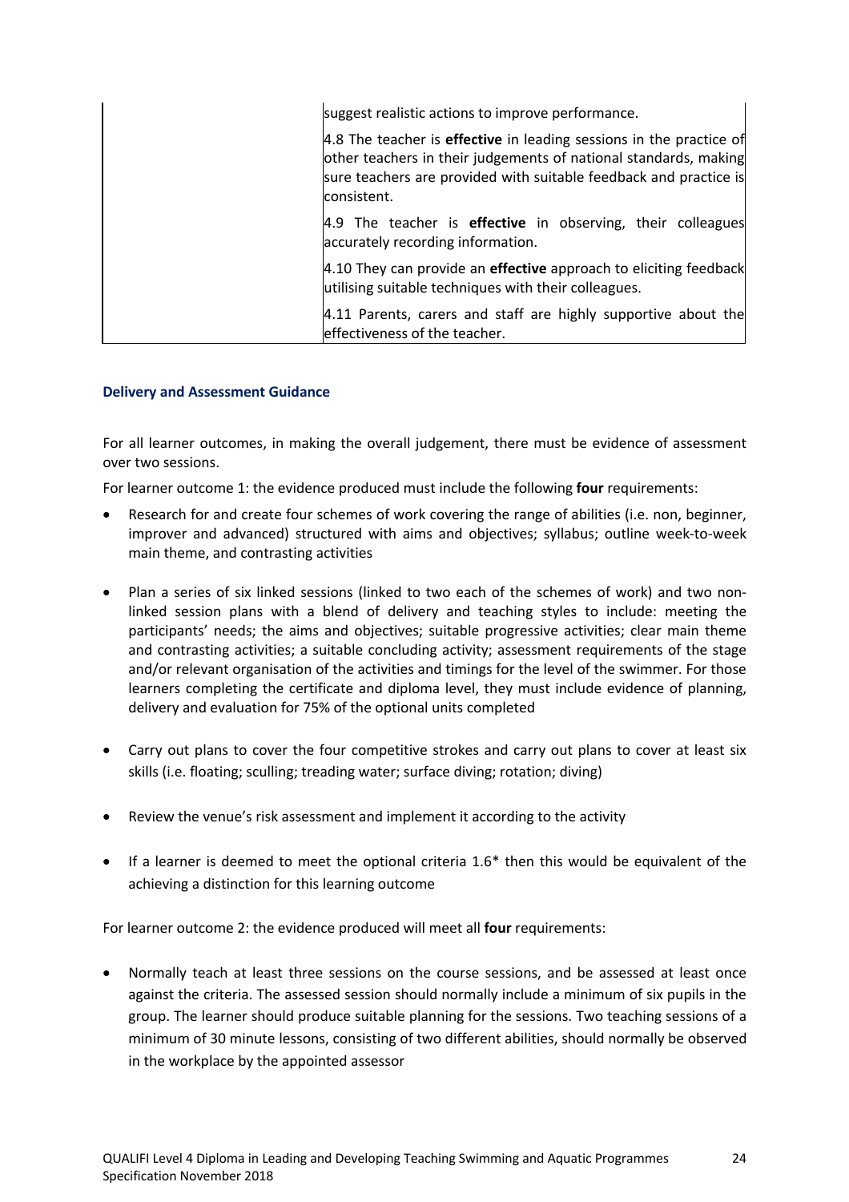| | |
|---|---|
| | suggest realistic actions to improve performance. |
| | 4.8 The teacher is **effective** in leading sessions in the practice of other teachers in their judgements of national standards, making sure teachers are provided with suitable feedback and practice is consistent. |
| | 4.9 The teacher is **effective** in observing, their colleagues accurately recording information. |
| | 4.10 They can provide an **effective** approach to eliciting feedback utilising suitable techniques with their colleagues. |
| | 4.11 Parents, carers and staff are highly supportive about the effectiveness of the teacher. |

### Delivery and Assessment Guidance

For all learner outcomes, in making the overall judgement, there must be evidence of assessment over two sessions.

For learner outcome 1: the evidence produced must include the following **four** requirements:

- Research for and create four schemes of work covering the range of abilities (i.e. non, beginner, improver and advanced) structured with aims and objectives; syllabus; outline week-to-week main theme, and contrasting activities
- Plan a series of six linked sessions (linked to two each of the schemes of work) and two non-linked session plans with a blend of delivery and teaching styles to include: meeting the participants' needs; the aims and objectives; suitable progressive activities; clear main theme and contrasting activities; a suitable concluding activity; assessment requirements of the stage and/or relevant organisation of the activities and timings for the level of the swimmer. For those learners completing the certificate and diploma level, they must include evidence of planning, delivery and evaluation for 75% of the optional units completed
- Carry out plans to cover the four competitive strokes and carry out plans to cover at least six skills (i.e. floating; sculling; treading water; surface diving; rotation; diving)
- Review the venue's risk assessment and implement it according to the activity
- If a learner is deemed to meet the optional criteria 1.6* then this would be equivalent of the achieving a distinction for this learning outcome

For learner outcome 2: the evidence produced will meet all **four** requirements:

- Normally teach at least three sessions on the course sessions, and be assessed at least once against the criteria. The assessed session should normally include a minimum of six pupils in the group. The learner should produce suitable planning for the sessions. Two teaching sessions of a minimum of 30 minute lessons, consisting of two different abilities, should normally be observed in the workplace by the appointed assessor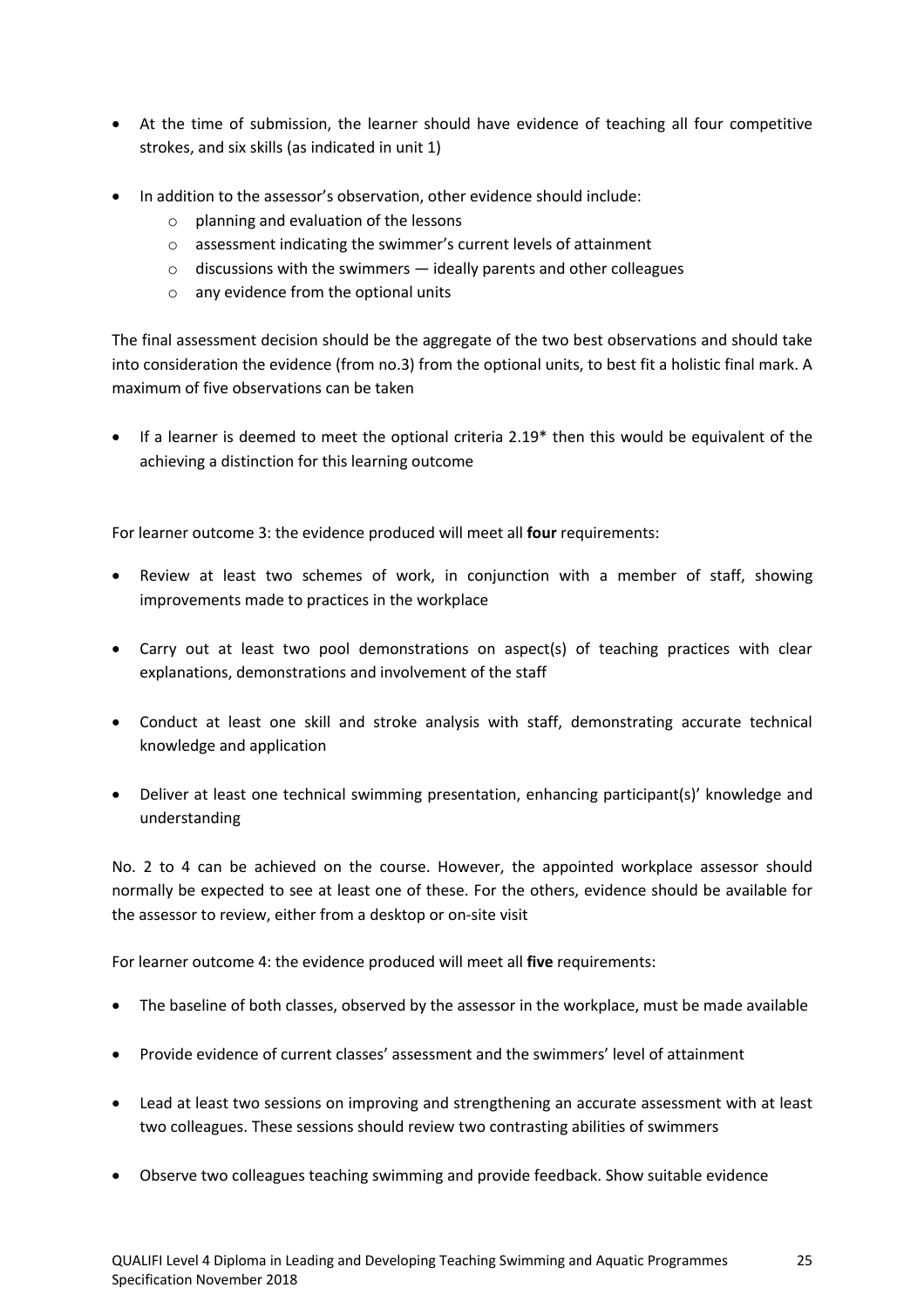- At the time of submission, the learner should have evidence of teaching all four competitive strokes, and six skills (as indicated in unit 1)
- In addition to the assessor's observation, other evidence should include:
  - planning and evaluation of the lessons
  - assessment indicating the swimmer's current levels of attainment
  - discussions with the swimmers — ideally parents and other colleagues
  - any evidence from the optional units

The final assessment decision should be the aggregate of the two best observations and should take into consideration the evidence (from no.3) from the optional units, to best fit a holistic final mark. A maximum of five observations can be taken

- If a learner is deemed to meet the optional criteria 2.19* then this would be equivalent of the achieving a distinction for this learning outcome

For learner outcome 3: the evidence produced will meet all **four** requirements:

- Review at least two schemes of work, in conjunction with a member of staff, showing improvements made to practices in the workplace
- Carry out at least two pool demonstrations on aspect(s) of teaching practices with clear explanations, demonstrations and involvement of the staff
- Conduct at least one skill and stroke analysis with staff, demonstrating accurate technical knowledge and application
- Deliver at least one technical swimming presentation, enhancing participant(s)' knowledge and understanding

No. 2 to 4 can be achieved on the course. However, the appointed workplace assessor should normally be expected to see at least one of these. For the others, evidence should be available for the assessor to review, either from a desktop or on-site visit

For learner outcome 4: the evidence produced will meet all **five** requirements:

- The baseline of both classes, observed by the assessor in the workplace, must be made available
- Provide evidence of current classes' assessment and the swimmers' level of attainment
- Lead at least two sessions on improving and strengthening an accurate assessment with at least two colleagues. These sessions should review two contrasting abilities of swimmers
- Observe two colleagues teaching swimming and provide feedback. Show suitable evidence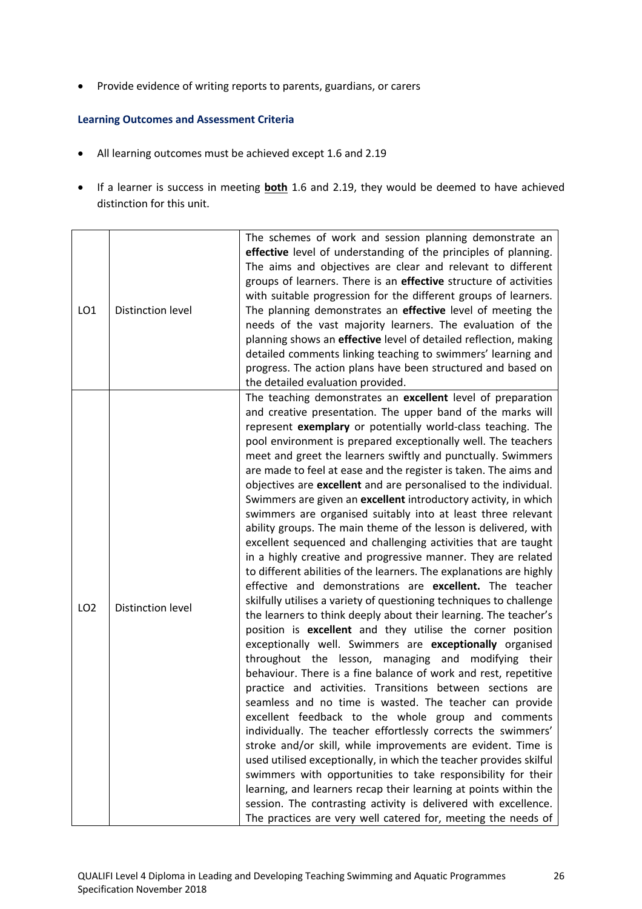- Provide evidence of writing reports to parents, guardians, or carers

### Learning Outcomes and Assessment Criteria

- All learning outcomes must be achieved except 1.6 and 2.19
- If a learner is success in meeting **both** 1.6 and 2.19, they would be deemed to have achieved distinction for this unit.

| | | |
|---|---|---|
| LO1 | Distinction level | The schemes of work and session planning demonstrate an **effective** level of understanding of the principles of planning. The aims and objectives are clear and relevant to different groups of learners. There is an **effective** structure of activities with suitable progression for the different groups of learners. The planning demonstrates an **effective** level of meeting the needs of the vast majority learners. The evaluation of the planning shows an **effective** level of detailed reflection, making detailed comments linking teaching to swimmers' learning and progress. The action plans have been structured and based on the detailed evaluation provided. |
| LO2 | Distinction level | The teaching demonstrates an **excellent** level of preparation and creative presentation. The upper band of the marks will represent **exemplary** or potentially world-class teaching. The pool environment is prepared exceptionally well. The teachers meet and greet the learners swiftly and punctually. Swimmers are made to feel at ease and the register is taken. The aims and objectives are **excellent** and are personalised to the individual. Swimmers are given an **excellent** introductory activity, in which swimmers are organised suitably into at least three relevant ability groups. The main theme of the lesson is delivered, with excellent sequenced and challenging activities that are taught in a highly creative and progressive manner. They are related to different abilities of the learners. The explanations are highly effective and demonstrations are **excellent.** The teacher skilfully utilises a variety of questioning techniques to challenge the learners to think deeply about their learning. The teacher's position is **excellent** and they utilise the corner position exceptionally well. Swimmers are **exceptionally** organised throughout the lesson, managing and modifying their behaviour. There is a fine balance of work and rest, repetitive practice and activities. Transitions between sections are seamless and no time is wasted. The teacher can provide excellent feedback to the whole group and comments individually. The teacher effortlessly corrects the swimmers' stroke and/or skill, while improvements are evident. Time is used utilised exceptionally, in which the teacher provides skilful swimmers with opportunities to take responsibility for their learning, and learners recap their learning at points within the session. The contrasting activity is delivered with excellence. The practices are very well catered for, meeting the needs of |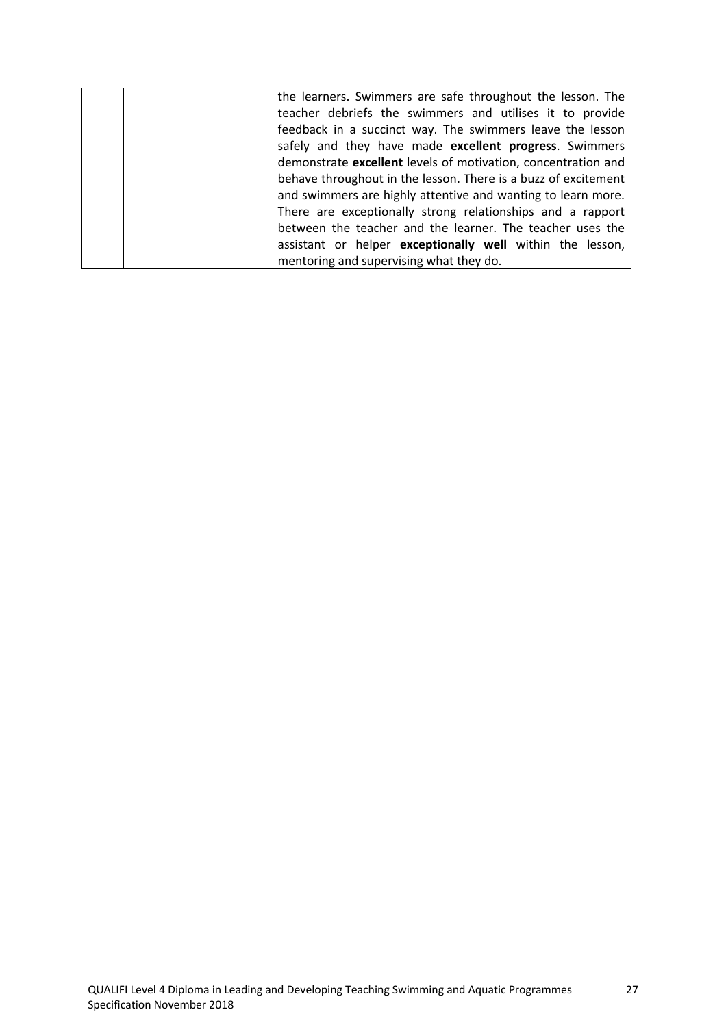| | | |
|---|---|---|
| | | the learners. Swimmers are safe throughout the lesson. The teacher debriefs the swimmers and utilises it to provide feedback in a succinct way. The swimmers leave the lesson safely and they have made **excellent progress**. Swimmers demonstrate **excellent** levels of motivation, concentration and behave throughout in the lesson. There is a buzz of excitement and swimmers are highly attentive and wanting to learn more. There are exceptionally strong relationships and a rapport between the teacher and the learner. The teacher uses the assistant or helper **exceptionally well** within the lesson, mentoring and supervising what they do. |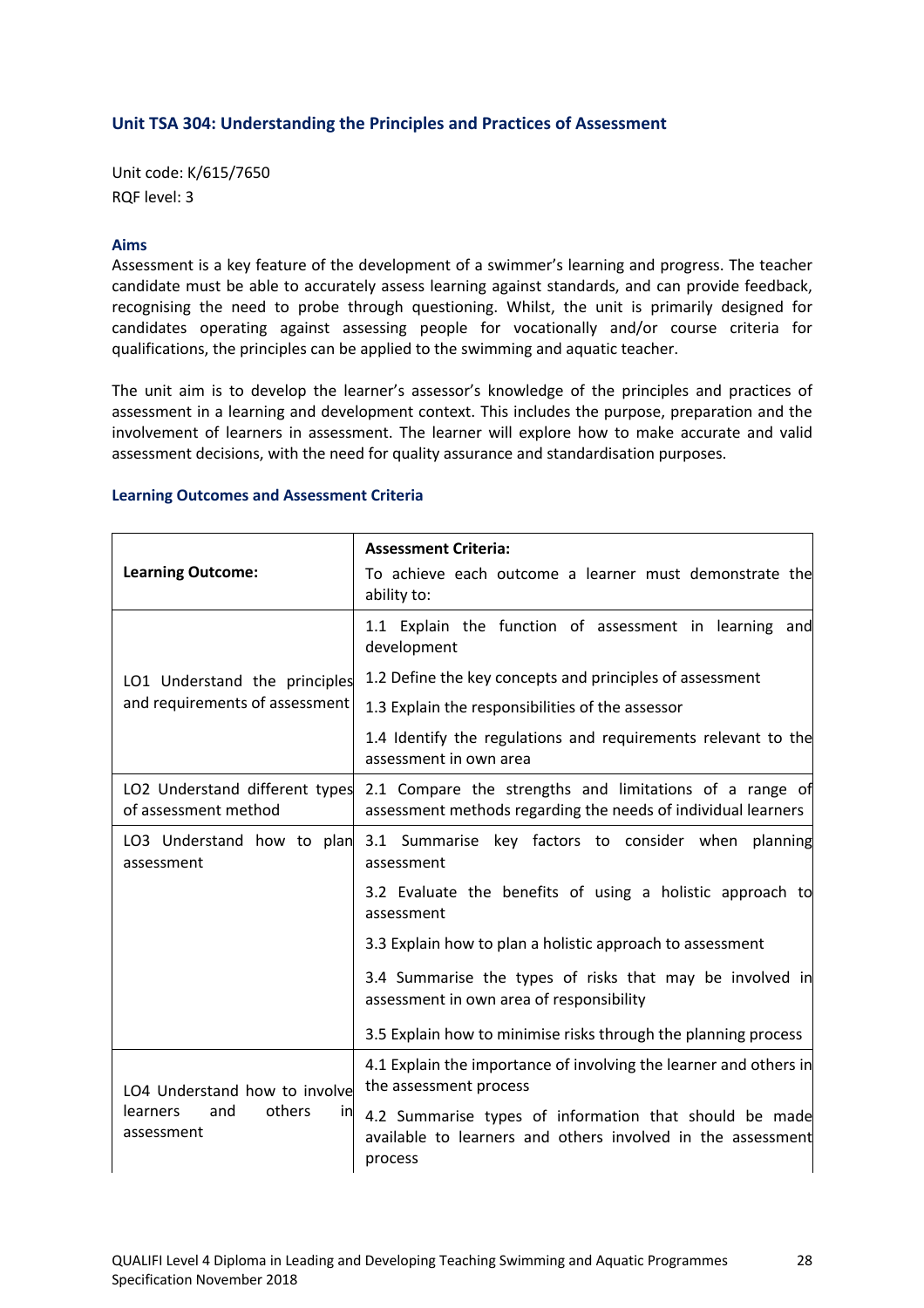## Unit TSA 304: Understanding the Principles and Practices of Assessment

Unit code: K/615/7650
RQF level: 3

### Aims

Assessment is a key feature of the development of a swimmer's learning and progress. The teacher candidate must be able to accurately assess learning against standards, and can provide feedback, recognising the need to probe through questioning. Whilst, the unit is primarily designed for candidates operating against assessing people for vocationally and/or course criteria for qualifications, the principles can be applied to the swimming and aquatic teacher.

The unit aim is to develop the learner's assessor's knowledge of the principles and practices of assessment in a learning and development context. This includes the purpose, preparation and the involvement of learners in assessment. The learner will explore how to make accurate and valid assessment decisions, with the need for quality assurance and standardisation purposes.

### Learning Outcomes and Assessment Criteria

| **Learning Outcome:** | **Assessment Criteria:** To achieve each outcome a learner must demonstrate the ability to: |
|---|---|
| LO1 Understand the principles and requirements of assessment | 1.1 Explain the function of assessment in learning and development |
| | 1.2 Define the key concepts and principles of assessment |
| | 1.3 Explain the responsibilities of the assessor |
| | 1.4 Identify the regulations and requirements relevant to the assessment in own area |
| LO2 Understand different types of assessment method | 2.1 Compare the strengths and limitations of a range of assessment methods regarding the needs of individual learners |
| LO3 Understand how to plan assessment | 3.1 Summarise key factors to consider when planning assessment |
| | 3.2 Evaluate the benefits of using a holistic approach to assessment |
| | 3.3 Explain how to plan a holistic approach to assessment |
| | 3.4 Summarise the types of risks that may be involved in assessment in own area of responsibility |
| | 3.5 Explain how to minimise risks through the planning process |
| LO4 Understand how to involve learners and others in assessment | 4.1 Explain the importance of involving the learner and others in the assessment process |
| | 4.2 Summarise types of information that should be made available to learners and others involved in the assessment process |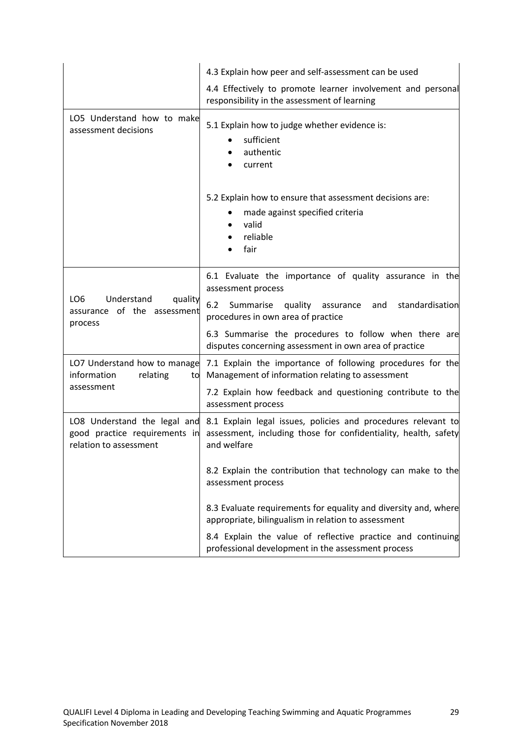| | |
|---|---|
| | 4.3 Explain how peer and self-assessment can be used<br><br>4.4 Effectively to promote learner involvement and personal responsibility in the assessment of learning |
| LO5 Understand how to make assessment decisions | 5.1 Explain how to judge whether evidence is:<br>• sufficient<br>• authentic<br>• current<br><br>5.2 Explain how to ensure that assessment decisions are:<br>• made against specified criteria<br>• valid<br>• reliable<br>• fair |
| LO6 Understand quality assurance of the assessment process | 6.1 Evaluate the importance of quality assurance in the assessment process<br><br>6.2 Summarise quality assurance and standardisation procedures in own area of practice<br><br>6.3 Summarise the procedures to follow when there are disputes concerning assessment in own area of practice |
| LO7 Understand how to manage information relating to assessment | 7.1 Explain the importance of following procedures for the Management of information relating to assessment<br><br>7.2 Explain how feedback and questioning contribute to the assessment process |
| LO8 Understand the legal and good practice requirements in relation to assessment | 8.1 Explain legal issues, policies and procedures relevant to assessment, including those for confidentiality, health, safety and welfare<br><br>8.2 Explain the contribution that technology can make to the assessment process<br><br>8.3 Evaluate requirements for equality and diversity and, where appropriate, bilingualism in relation to assessment<br><br>8.4 Explain the value of reflective practice and continuing professional development in the assessment process |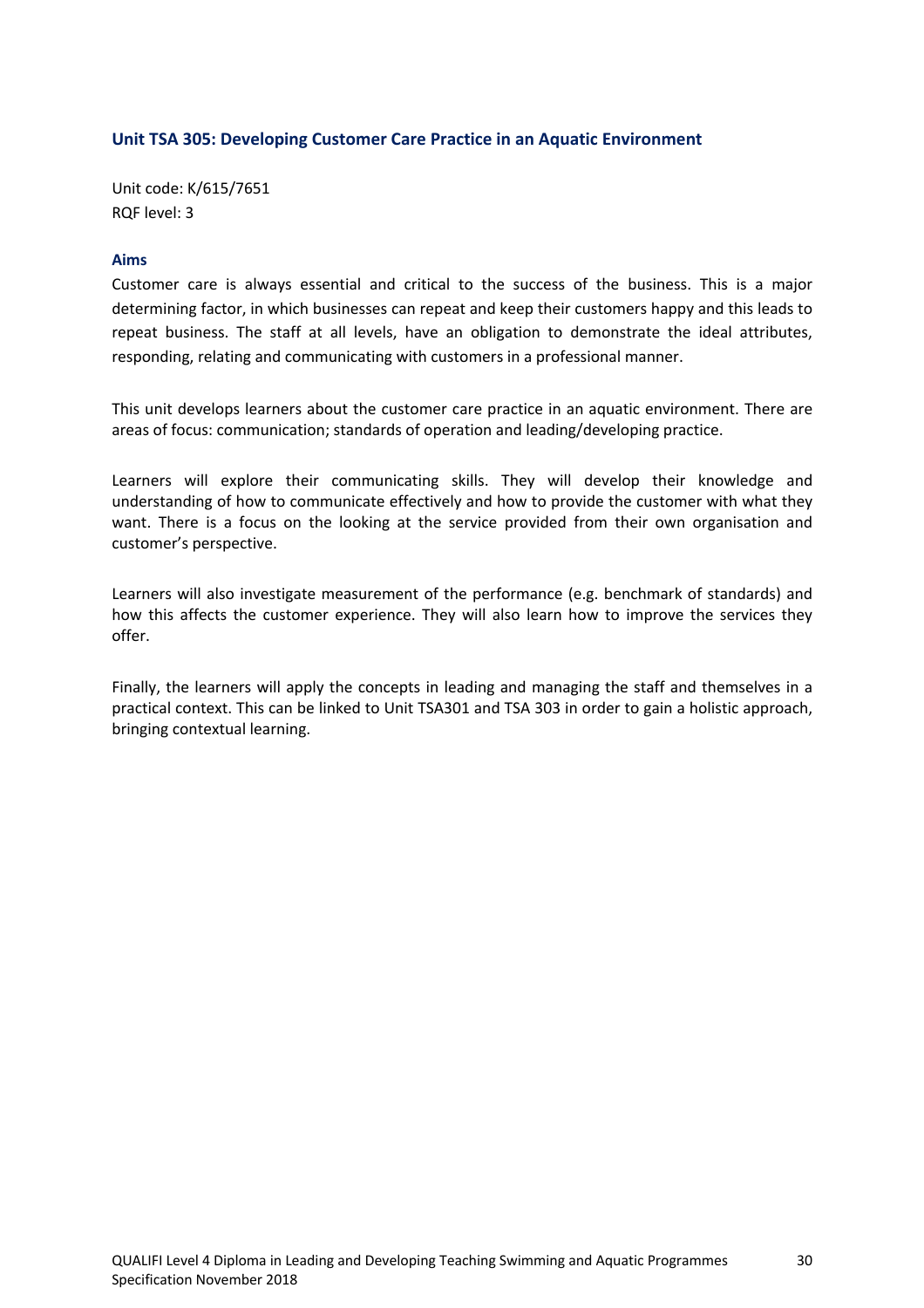## Unit TSA 305: Developing Customer Care Practice in an Aquatic Environment

Unit code: K/615/7651
RQF level: 3

### Aims

Customer care is always essential and critical to the success of the business. This is a major determining factor, in which businesses can repeat and keep their customers happy and this leads to repeat business. The staff at all levels, have an obligation to demonstrate the ideal attributes, responding, relating and communicating with customers in a professional manner.

This unit develops learners about the customer care practice in an aquatic environment. There are areas of focus: communication; standards of operation and leading/developing practice.

Learners will explore their communicating skills. They will develop their knowledge and understanding of how to communicate effectively and how to provide the customer with what they want. There is a focus on the looking at the service provided from their own organisation and customer's perspective.

Learners will also investigate measurement of the performance (e.g. benchmark of standards) and how this affects the customer experience. They will also learn how to improve the services they offer.

Finally, the learners will apply the concepts in leading and managing the staff and themselves in a practical context. This can be linked to Unit TSA301 and TSA 303 in order to gain a holistic approach, bringing contextual learning.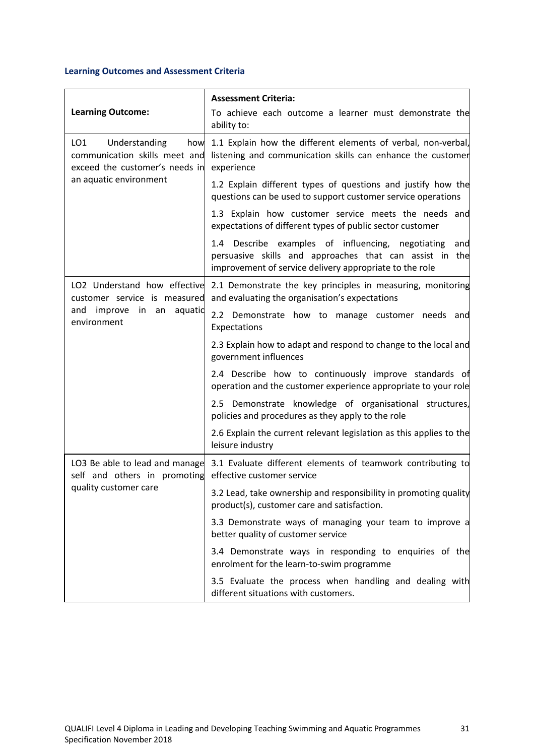### Learning Outcomes and Assessment Criteria

| Learning Outcome: | **Assessment Criteria:** To achieve each outcome a learner must demonstrate the ability to: |
|---|---|
| LO1 Understanding how communication skills meet and exceed the customer's needs in an aquatic environment | 1.1 Explain how the different elements of verbal, non-verbal, listening and communication skills can enhance the customer experience |
| | 1.2 Explain different types of questions and justify how the questions can be used to support customer service operations |
| | 1.3 Explain how customer service meets the needs and expectations of different types of public sector customer |
| | 1.4 Describe examples of influencing, negotiating and persuasive skills and approaches that can assist in the improvement of service delivery appropriate to the role |
| LO2 Understand how effective customer service is measured and improve in an aquatic environment | 2.1 Demonstrate the key principles in measuring, monitoring and evaluating the organisation's expectations |
| | 2.2 Demonstrate how to manage customer needs and Expectations |
| | 2.3 Explain how to adapt and respond to change to the local and government influences |
| | 2.4 Describe how to continuously improve standards of operation and the customer experience appropriate to your role |
| | 2.5 Demonstrate knowledge of organisational structures, policies and procedures as they apply to the role |
| | 2.6 Explain the current relevant legislation as this applies to the leisure industry |
| LO3 Be able to lead and manage self and others in promoting quality customer care | 3.1 Evaluate different elements of teamwork contributing to effective customer service |
| | 3.2 Lead, take ownership and responsibility in promoting quality product(s), customer care and satisfaction. |
| | 3.3 Demonstrate ways of managing your team to improve a better quality of customer service |
| | 3.4 Demonstrate ways in responding to enquiries of the enrolment for the learn-to-swim programme |
| | 3.5 Evaluate the process when handling and dealing with different situations with customers. |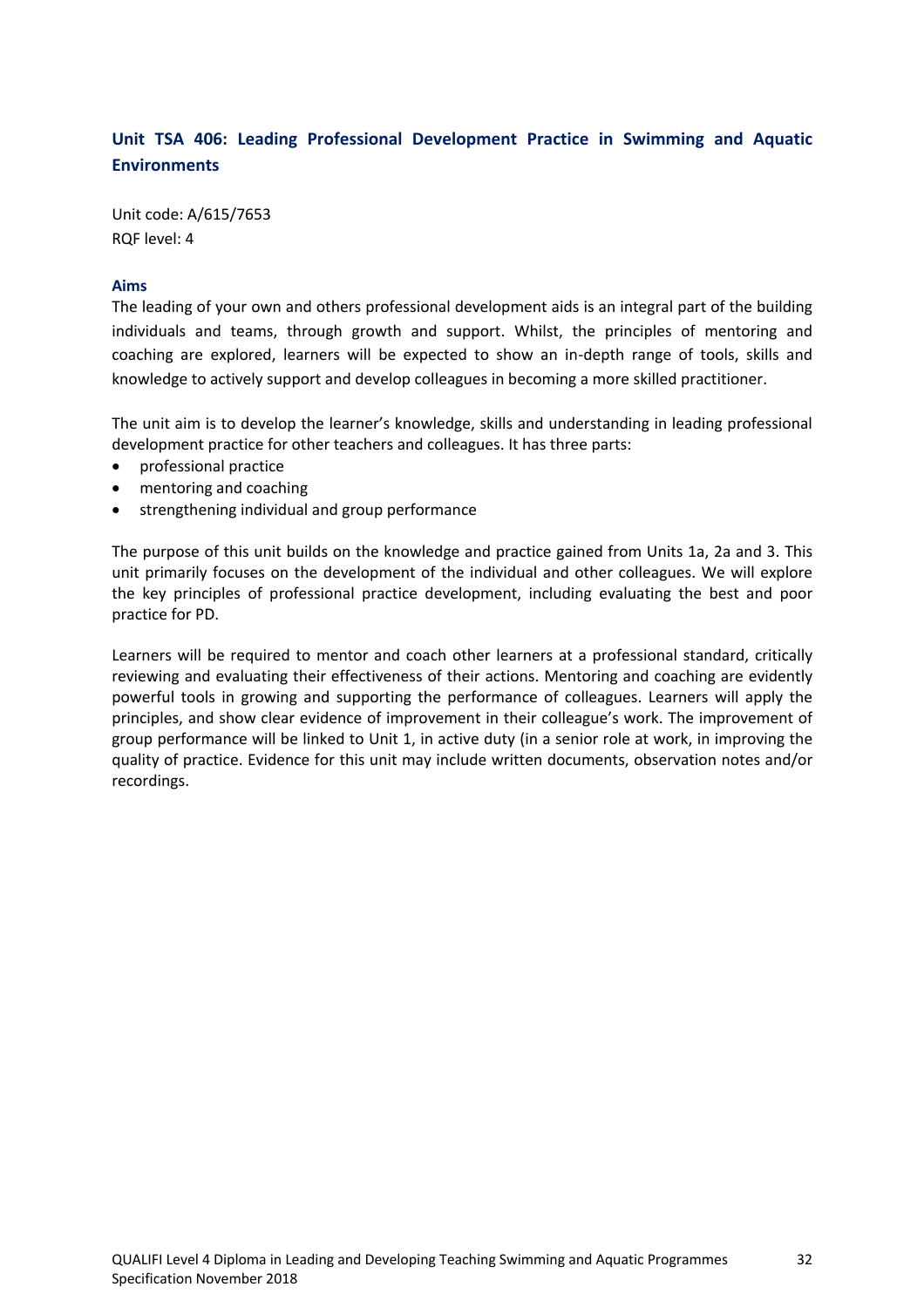## Unit TSA 406: Leading Professional Development Practice in Swimming and Aquatic Environments

Unit code: A/615/7653
RQF level: 4

### Aims

The leading of your own and others professional development aids is an integral part of the building individuals and teams, through growth and support. Whilst, the principles of mentoring and coaching are explored, learners will be expected to show an in-depth range of tools, skills and knowledge to actively support and develop colleagues in becoming a more skilled practitioner.

The unit aim is to develop the learner's knowledge, skills and understanding in leading professional development practice for other teachers and colleagues. It has three parts:

- professional practice
- mentoring and coaching
- strengthening individual and group performance

The purpose of this unit builds on the knowledge and practice gained from Units 1a, 2a and 3. This unit primarily focuses on the development of the individual and other colleagues. We will explore the key principles of professional practice development, including evaluating the best and poor practice for PD.

Learners will be required to mentor and coach other learners at a professional standard, critically reviewing and evaluating their effectiveness of their actions. Mentoring and coaching are evidently powerful tools in growing and supporting the performance of colleagues. Learners will apply the principles, and show clear evidence of improvement in their colleague's work. The improvement of group performance will be linked to Unit 1, in active duty (in a senior role at work, in improving the quality of practice. Evidence for this unit may include written documents, observation notes and/or recordings.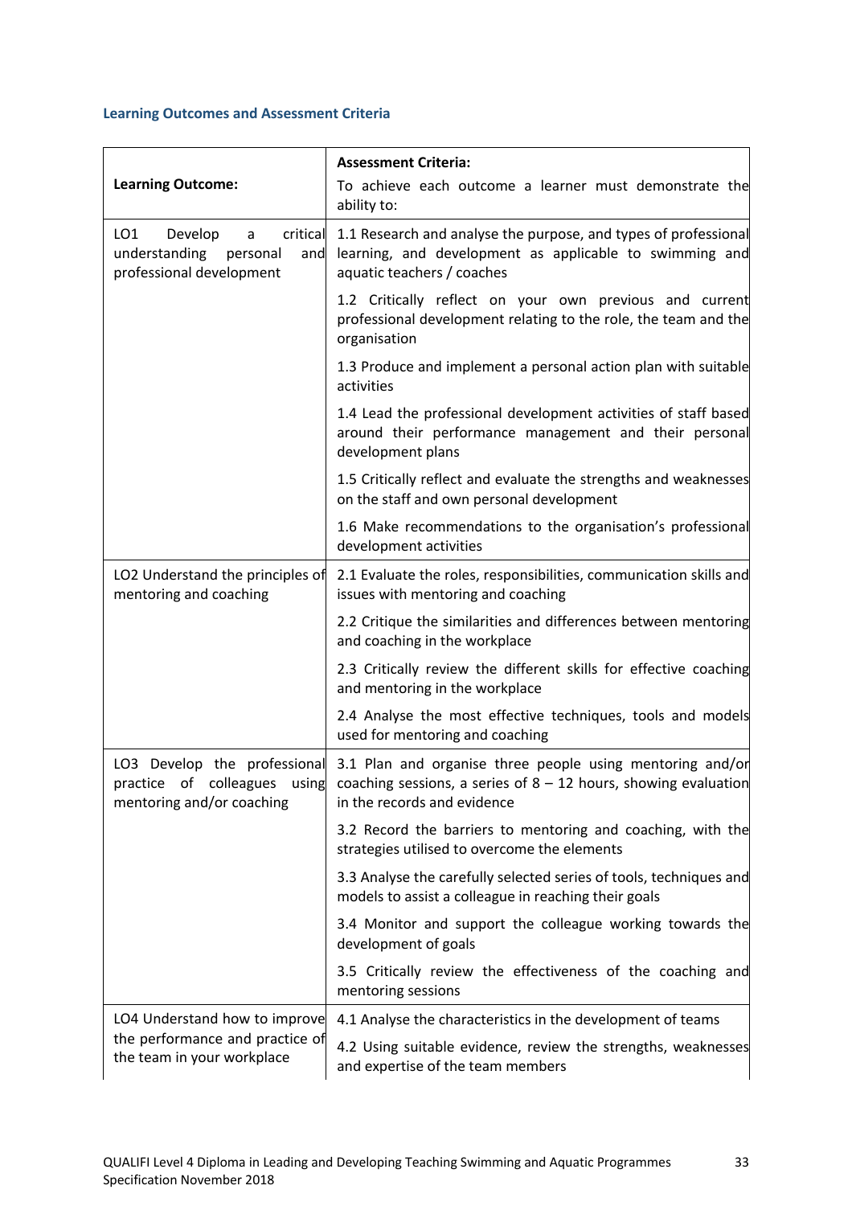### Learning Outcomes and Assessment Criteria

| Learning Outcome: | Assessment Criteria:<br>To achieve each outcome a learner must demonstrate the ability to: |
|---|---|
| LO1 Develop a critical understanding personal and professional development | 1.1 Research and analyse the purpose, and types of professional learning, and development as applicable to swimming and aquatic teachers / coaches |
| | 1.2 Critically reflect on your own previous and current professional development relating to the role, the team and the organisation |
| | 1.3 Produce and implement a personal action plan with suitable activities |
| | 1.4 Lead the professional development activities of staff based around their performance management and their personal development plans |
| | 1.5 Critically reflect and evaluate the strengths and weaknesses on the staff and own personal development |
| | 1.6 Make recommendations to the organisation's professional development activities |
| LO2 Understand the principles of mentoring and coaching | 2.1 Evaluate the roles, responsibilities, communication skills and issues with mentoring and coaching |
| | 2.2 Critique the similarities and differences between mentoring and coaching in the workplace |
| | 2.3 Critically review the different skills for effective coaching and mentoring in the workplace |
| | 2.4 Analyse the most effective techniques, tools and models used for mentoring and coaching |
| LO3 Develop the professional practice of colleagues using mentoring and/or coaching | 3.1 Plan and organise three people using mentoring and/or coaching sessions, a series of 8 – 12 hours, showing evaluation in the records and evidence |
| | 3.2 Record the barriers to mentoring and coaching, with the strategies utilised to overcome the elements |
| | 3.3 Analyse the carefully selected series of tools, techniques and models to assist a colleague in reaching their goals |
| | 3.4 Monitor and support the colleague working towards the development of goals |
| | 3.5 Critically review the effectiveness of the coaching and mentoring sessions |
| LO4 Understand how to improve the performance and practice of the team in your workplace | 4.1 Analyse the characteristics in the development of teams |
| | 4.2 Using suitable evidence, review the strengths, weaknesses and expertise of the team members |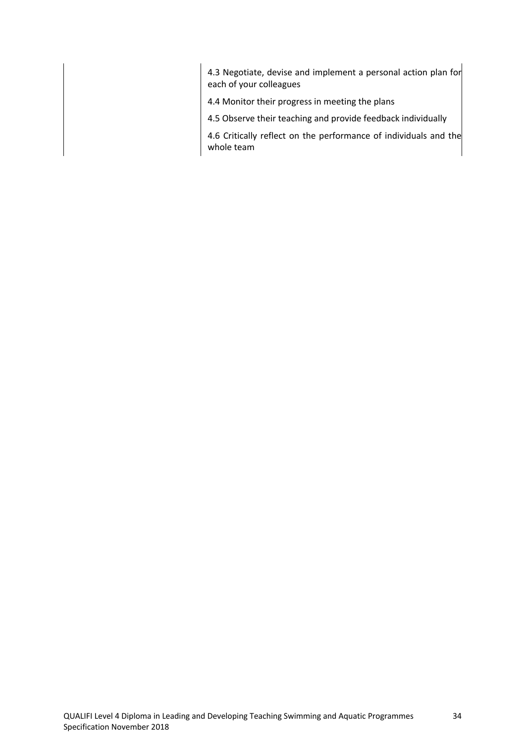| | |
|---|---|
| | 4.3 Negotiate, devise and implement a personal action plan for each of your colleagues<br><br>4.4 Monitor their progress in meeting the plans<br><br>4.5 Observe their teaching and provide feedback individually<br><br>4.6 Critically reflect on the performance of individuals and the whole team |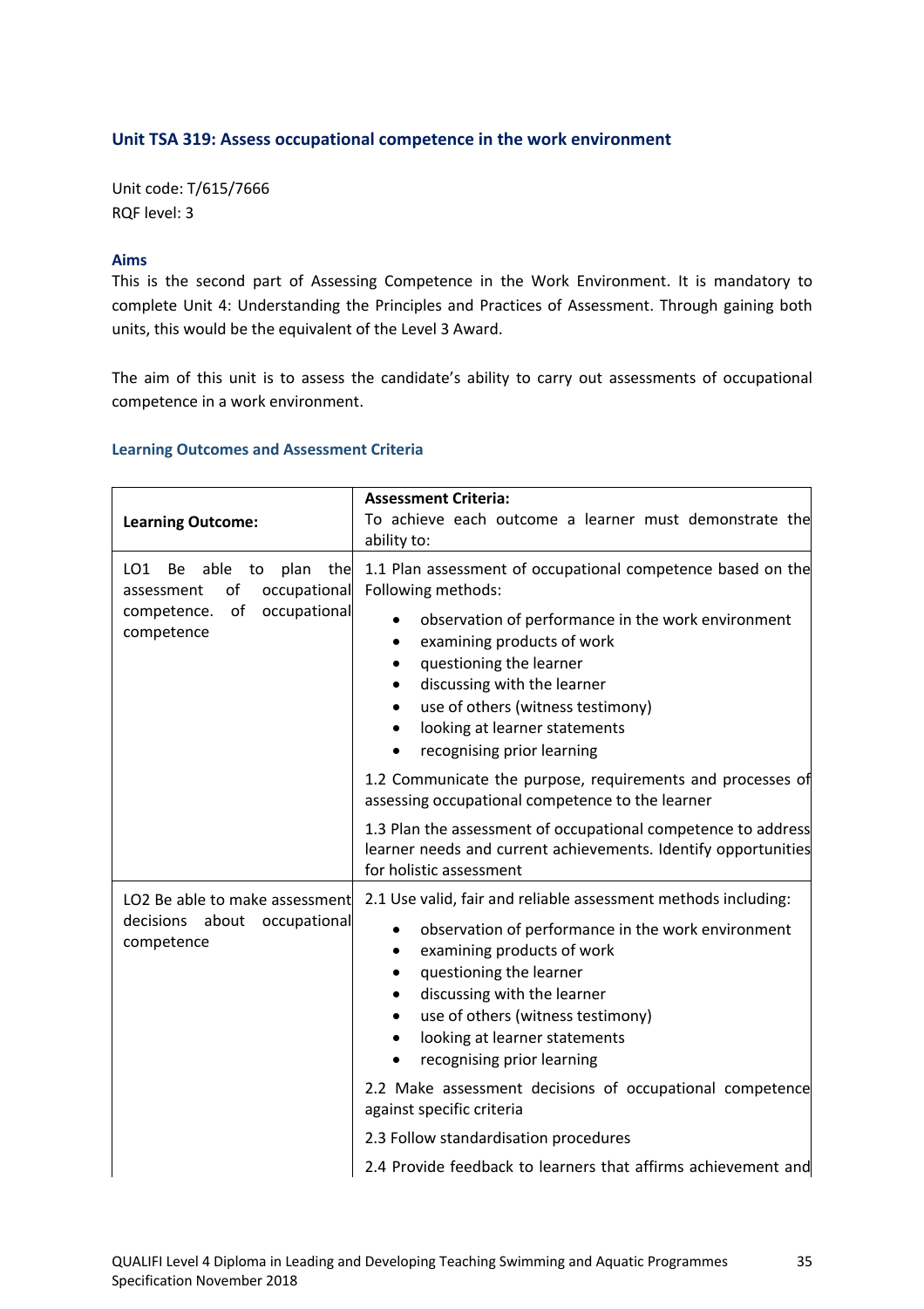## Unit TSA 319: Assess occupational competence in the work environment

Unit code: T/615/7666
RQF level: 3

### Aims

This is the second part of Assessing Competence in the Work Environment. It is mandatory to complete Unit 4: Understanding the Principles and Practices of Assessment. Through gaining both units, this would be the equivalent of the Level 3 Award.

The aim of this unit is to assess the candidate's ability to carry out assessments of occupational competence in a work environment.

### Learning Outcomes and Assessment Criteria

| **Learning Outcome:** | **Assessment Criteria:**<br>To achieve each outcome a learner must demonstrate the ability to: |
|---|---|
| LO1 Be able to plan the assessment of occupational competence. of occupational competence | 1.1 Plan assessment of occupational competence based on the Following methods:<br>• observation of performance in the work environment<br>• examining products of work<br>• questioning the learner<br>• discussing with the learner<br>• use of others (witness testimony)<br>• looking at learner statements<br>• recognising prior learning |
| | 1.2 Communicate the purpose, requirements and processes of assessing occupational competence to the learner |
| | 1.3 Plan the assessment of occupational competence to address learner needs and current achievements. Identify opportunities for holistic assessment |
| LO2 Be able to make assessment decisions about occupational competence | 2.1 Use valid, fair and reliable assessment methods including:<br>• observation of performance in the work environment<br>• examining products of work<br>• questioning the learner<br>• discussing with the learner<br>• use of others (witness testimony)<br>• looking at learner statements<br>• recognising prior learning |
| | 2.2 Make assessment decisions of occupational competence against specific criteria |
| | 2.3 Follow standardisation procedures |
| | 2.4 Provide feedback to learners that affirms achievement and |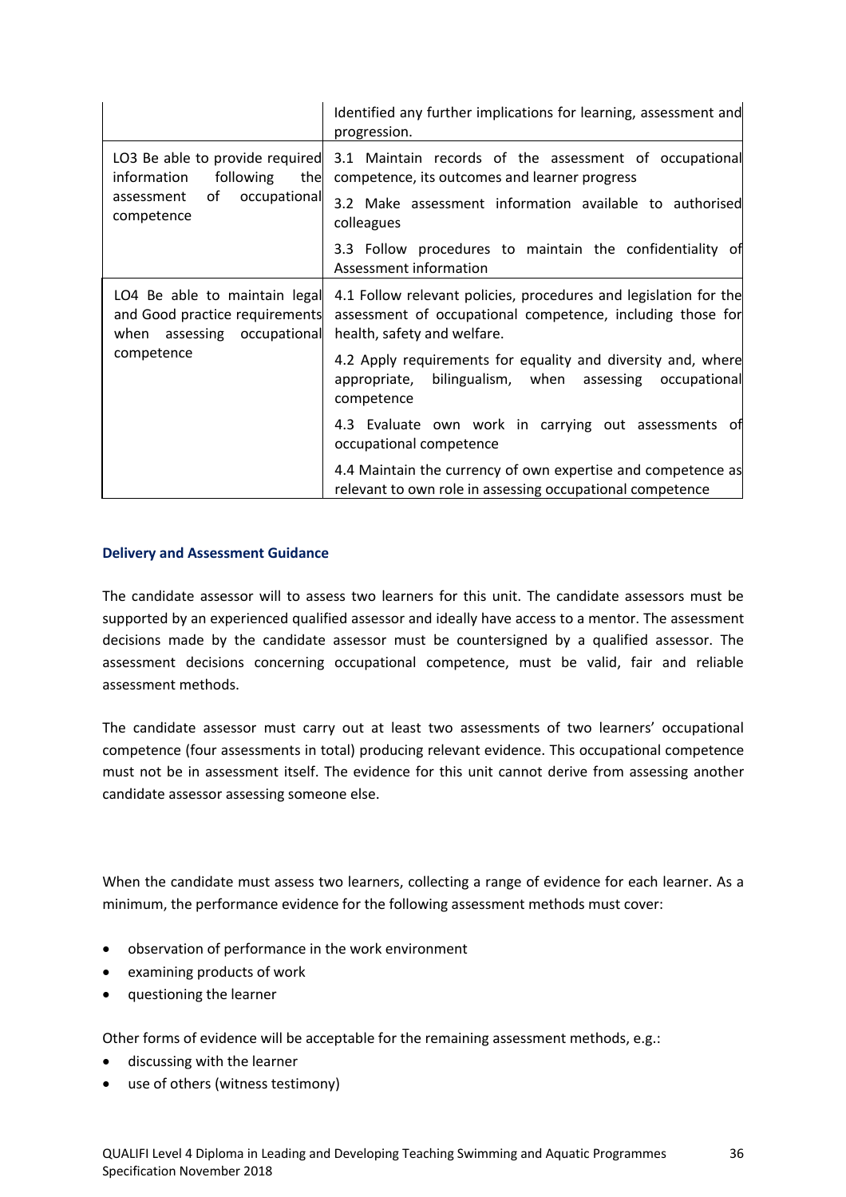| | |
|---|---|
| | Identified any further implications for learning, assessment and progression. |
| LO3 Be able to provide required information following the assessment of occupational competence | 3.1 Maintain records of the assessment of occupational competence, its outcomes and learner progress |
| | 3.2 Make assessment information available to authorised colleagues |
| | 3.3 Follow procedures to maintain the confidentiality of Assessment information |
| LO4 Be able to maintain legal and Good practice requirements when assessing occupational competence | 4.1 Follow relevant policies, procedures and legislation for the assessment of occupational competence, including those for health, safety and welfare. |
| | 4.2 Apply requirements for equality and diversity and, where appropriate, bilingualism, when assessing occupational competence |
| | 4.3 Evaluate own work in carrying out assessments of occupational competence |
| | 4.4 Maintain the currency of own expertise and competence as relevant to own role in assessing occupational competence |

### Delivery and Assessment Guidance

The candidate assessor will to assess two learners for this unit. The candidate assessors must be supported by an experienced qualified assessor and ideally have access to a mentor. The assessment decisions made by the candidate assessor must be countersigned by a qualified assessor. The assessment decisions concerning occupational competence, must be valid, fair and reliable assessment methods.

The candidate assessor must carry out at least two assessments of two learners' occupational competence (four assessments in total) producing relevant evidence. This occupational competence must not be in assessment itself. The evidence for this unit cannot derive from assessing another candidate assessor assessing someone else.

When the candidate must assess two learners, collecting a range of evidence for each learner. As a minimum, the performance evidence for the following assessment methods must cover:

- observation of performance in the work environment
- examining products of work
- questioning the learner

Other forms of evidence will be acceptable for the remaining assessment methods, e.g.:

- discussing with the learner
- use of others (witness testimony)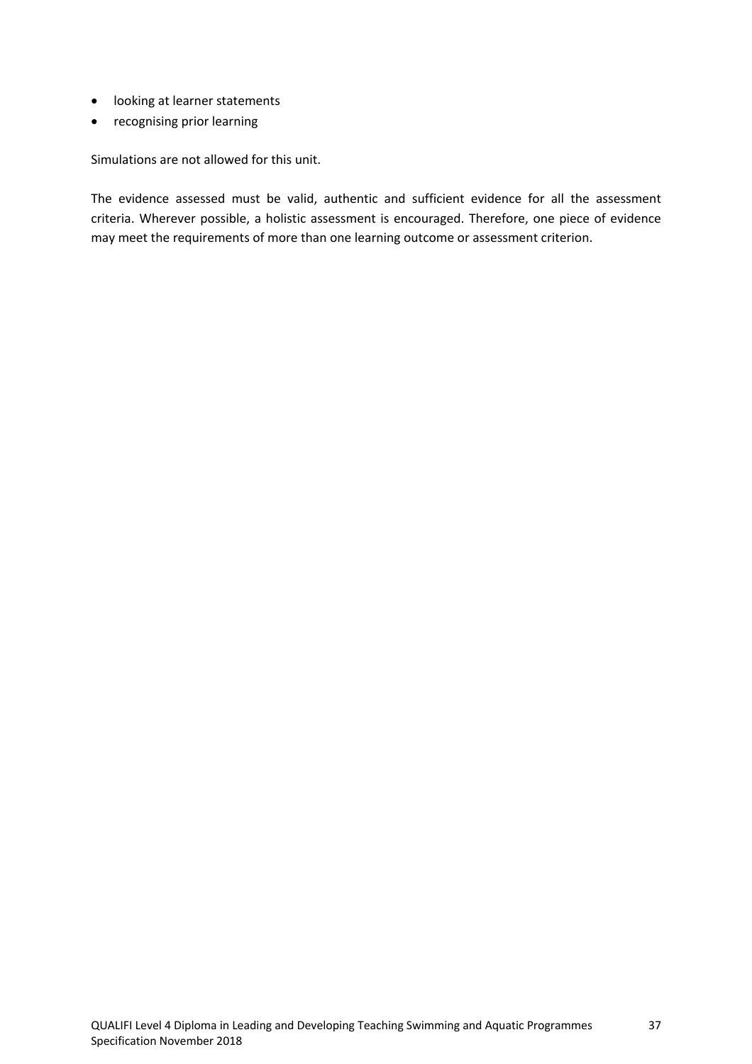- looking at learner statements
- recognising prior learning

Simulations are not allowed for this unit.

The evidence assessed must be valid, authentic and sufficient evidence for all the assessment criteria. Wherever possible, a holistic assessment is encouraged. Therefore, one piece of evidence may meet the requirements of more than one learning outcome or assessment criterion.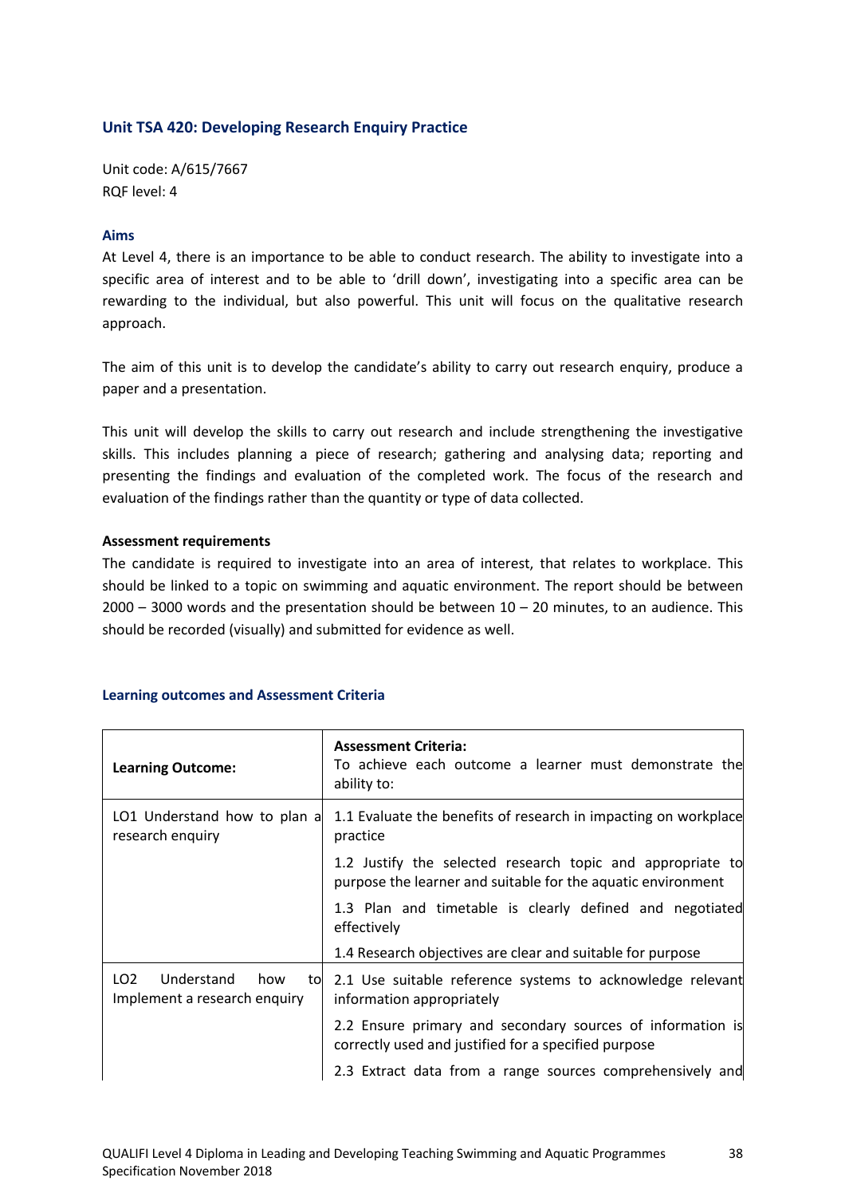### Unit TSA 420: Developing Research Enquiry Practice

Unit code: A/615/7667
RQF level: 4

#### Aims

At Level 4, there is an importance to be able to conduct research. The ability to investigate into a specific area of interest and to be able to 'drill down', investigating into a specific area can be rewarding to the individual, but also powerful. This unit will focus on the qualitative research approach.

The aim of this unit is to develop the candidate's ability to carry out research enquiry, produce a paper and a presentation.

This unit will develop the skills to carry out research and include strengthening the investigative skills. This includes planning a piece of research; gathering and analysing data; reporting and presenting the findings and evaluation of the completed work. The focus of the research and evaluation of the findings rather than the quantity or type of data collected.

**Assessment requirements**

The candidate is required to investigate into an area of interest, that relates to workplace. This should be linked to a topic on swimming and aquatic environment. The report should be between 2000 – 3000 words and the presentation should be between 10 – 20 minutes, to an audience. This should be recorded (visually) and submitted for evidence as well.

#### Learning outcomes and Assessment Criteria

| **Learning Outcome:** | **Assessment Criteria:** To achieve each outcome a learner must demonstrate the ability to: |
|---|---|
| LO1 Understand how to plan a research enquiry | 1.1 Evaluate the benefits of research in impacting on workplace practice |
| | 1.2 Justify the selected research topic and appropriate to purpose the learner and suitable for the aquatic environment |
| | 1.3 Plan and timetable is clearly defined and negotiated effectively |
| | 1.4 Research objectives are clear and suitable for purpose |
| LO2 Understand how to Implement a research enquiry | 2.1 Use suitable reference systems to acknowledge relevant information appropriately |
| | 2.2 Ensure primary and secondary sources of information is correctly used and justified for a specified purpose |
| | 2.3 Extract data from a range sources comprehensively and |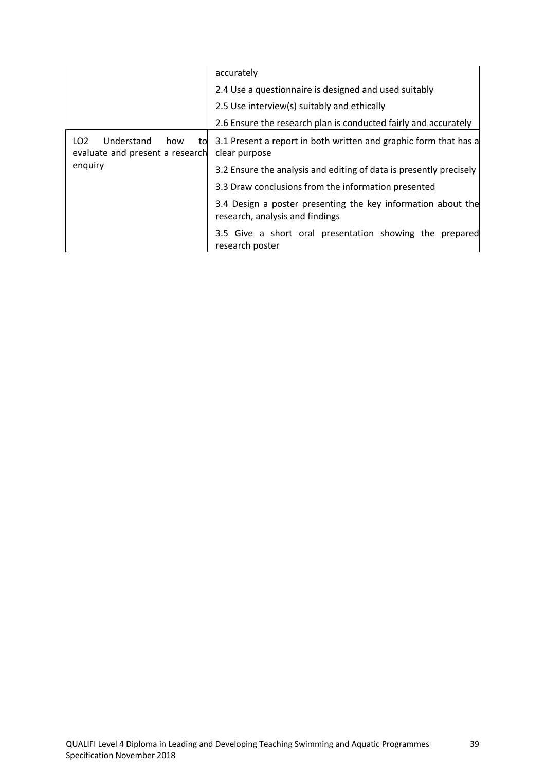| | |
|---|---|
| | accurately |
| | 2.4 Use a questionnaire is designed and used suitably |
| | 2.5 Use interview(s) suitably and ethically |
| | 2.6 Ensure the research plan is conducted fairly and accurately |
| LO2 Understand how to evaluate and present a research enquiry | 3.1 Present a report in both written and graphic form that has a clear purpose |
| | 3.2 Ensure the analysis and editing of data is presently precisely |
| | 3.3 Draw conclusions from the information presented |
| | 3.4 Design a poster presenting the key information about the research, analysis and findings |
| | 3.5 Give a short oral presentation showing the prepared research poster |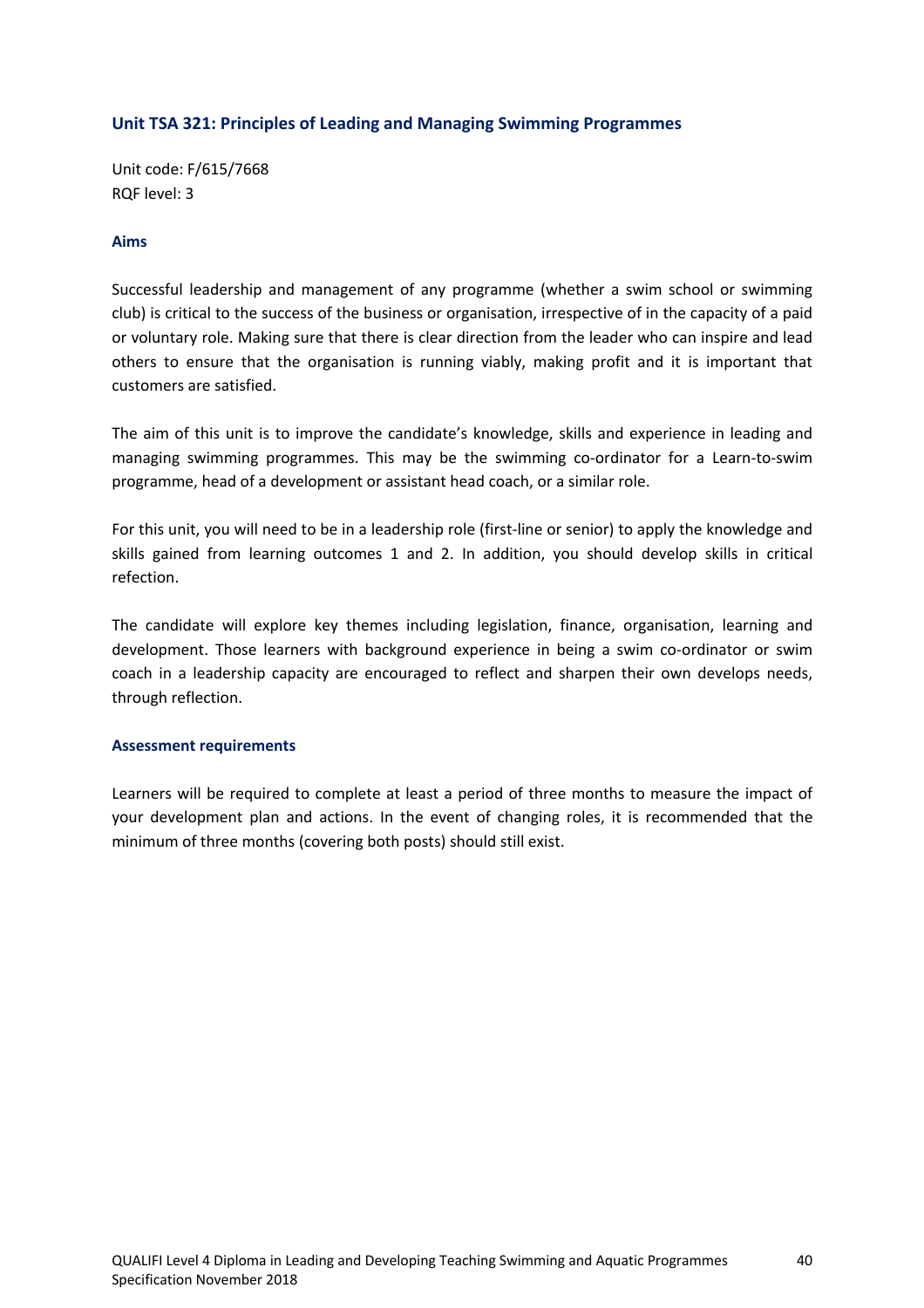### Unit TSA 321: Principles of Leading and Managing Swimming Programmes

Unit code: F/615/7668
RQF level: 3

#### Aims

Successful leadership and management of any programme (whether a swim school or swimming club) is critical to the success of the business or organisation, irrespective of in the capacity of a paid or voluntary role. Making sure that there is clear direction from the leader who can inspire and lead others to ensure that the organisation is running viably, making profit and it is important that customers are satisfied.

The aim of this unit is to improve the candidate's knowledge, skills and experience in leading and managing swimming programmes. This may be the swimming co-ordinator for a Learn-to-swim programme, head of a development or assistant head coach, or a similar role.

For this unit, you will need to be in a leadership role (first-line or senior) to apply the knowledge and skills gained from learning outcomes 1 and 2. In addition, you should develop skills in critical refection.

The candidate will explore key themes including legislation, finance, organisation, learning and development. Those learners with background experience in being a swim co-ordinator or swim coach in a leadership capacity are encouraged to reflect and sharpen their own develops needs, through reflection.

#### Assessment requirements

Learners will be required to complete at least a period of three months to measure the impact of your development plan and actions. In the event of changing roles, it is recommended that the minimum of three months (covering both posts) should still exist.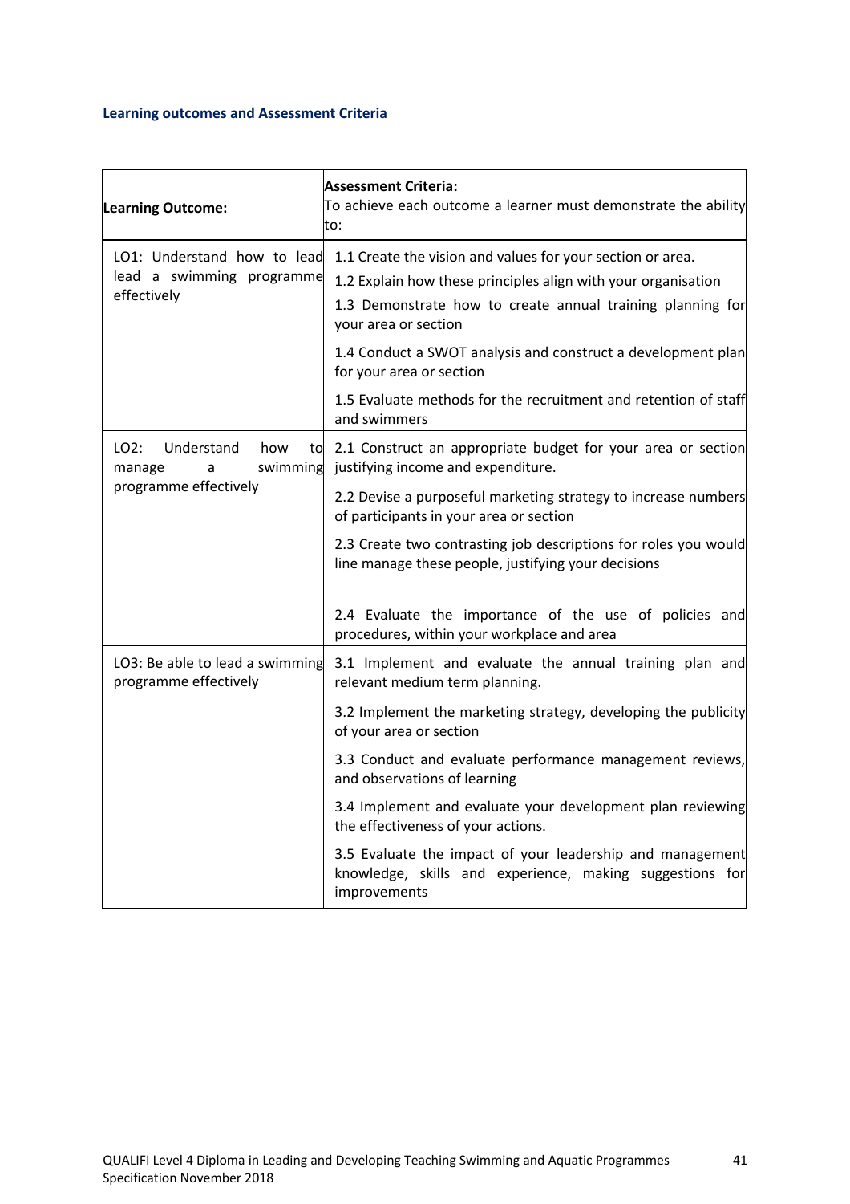### Learning outcomes and Assessment Criteria

| Learning Outcome: | Assessment Criteria: To achieve each outcome a learner must demonstrate the ability to: |
|---|---|
| LO1: Understand how to lead lead a swimming programme effectively | 1.1 Create the vision and values for your section or area.<br>1.2 Explain how these principles align with your organisation<br>1.3 Demonstrate how to create annual training planning for your area or section<br>1.4 Conduct a SWOT analysis and construct a development plan for your area or section<br>1.5 Evaluate methods for the recruitment and retention of staff and swimmers |
| LO2: Understand how to manage a swimming programme effectively | 2.1 Construct an appropriate budget for your area or section justifying income and expenditure.<br>2.2 Devise a purposeful marketing strategy to increase numbers of participants in your area or section<br>2.3 Create two contrasting job descriptions for roles you would line manage these people, justifying your decisions<br>2.4 Evaluate the importance of the use of policies and procedures, within your workplace and area |
| LO3: Be able to lead a swimming programme effectively | 3.1 Implement and evaluate the annual training plan and relevant medium term planning.<br>3.2 Implement the marketing strategy, developing the publicity of your area or section<br>3.3 Conduct and evaluate performance management reviews, and observations of learning<br>3.4 Implement and evaluate your development plan reviewing the effectiveness of your actions.<br>3.5 Evaluate the impact of your leadership and management knowledge, skills and experience, making suggestions for improvements |